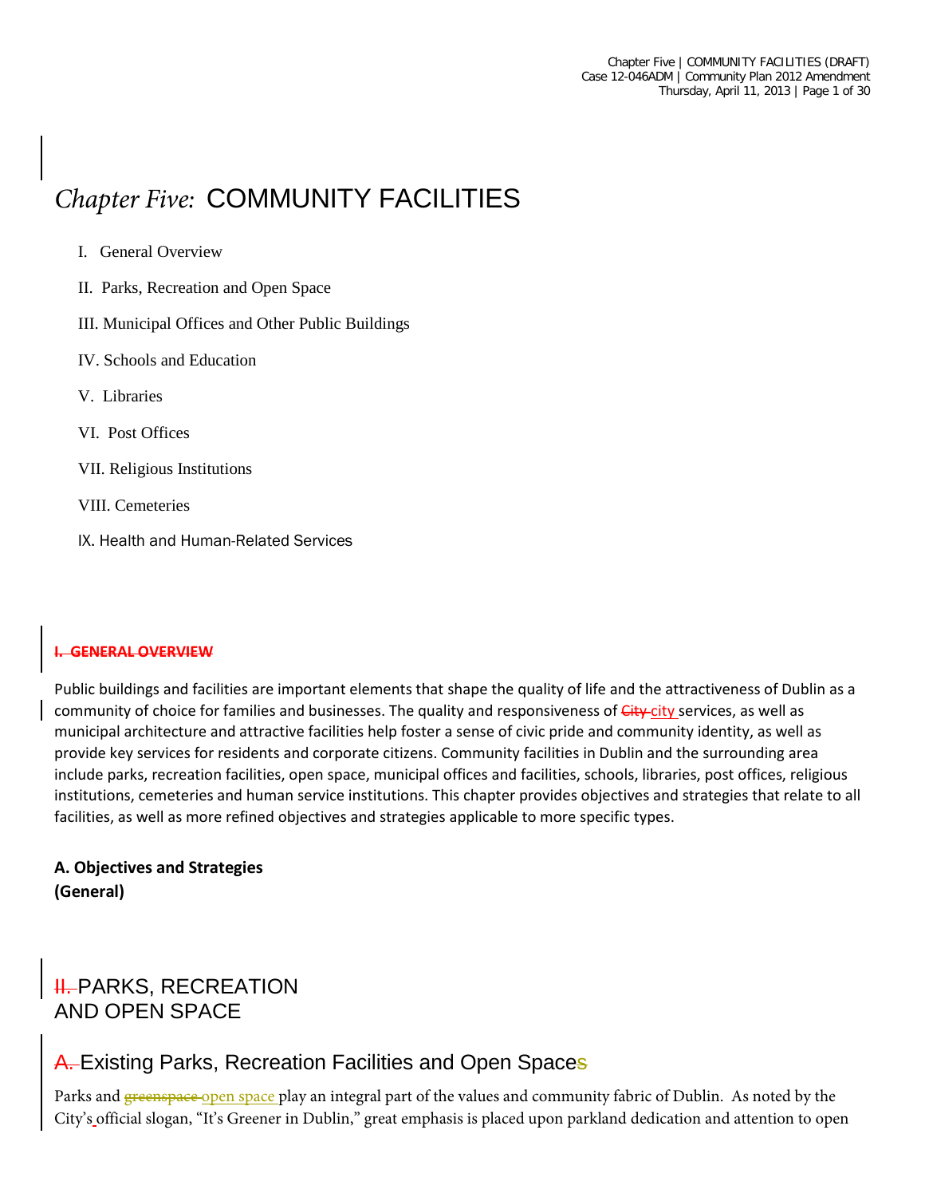# *Chapter Five:* COMMUNITY FACILITIES

I. General Overview

II. Parks, Recreation and Open Space

III. Municipal Offices and Other Public Buildings

IV. Schools and Education

V. Libraries

VI. Post Offices

VII. Religious Institutions

VIII. Cemeteries

IX. Health and Human-Related Services

## I. GENERAL OVERVIEW

Public buildings and facilities are important elements that shape the quality of life and the attractiveness of Dublin as a community of choice for families and businesses. The quality and responsiveness of City city services, as well as municipal architecture and attractive facilities help foster a sense of civic pride and community identity, as well as provide key services for residents and corporate citizens. Community facilities in Dublin and the surrounding area include parks, recreation facilities, open space, municipal offices and facilities, schools, libraries, post offices, religious institutions, cemeteries and human service institutions. This chapter provides objectives and strategies that relate to all facilities, as well as more refined objectives and strategies applicable to more specific types.

**A. Objectives and Strategies**
**(General)**

## II. PARKS, RECREATION AND OPEN SPACE

### A. Existing Parks, Recreation Facilities and Open Spaces

Parks and greenspace open space play an integral part of the values and community fabric of Dublin. As noted by the City's official slogan, "It's Greener in Dublin," great emphasis is placed upon parkland dedication and attention to open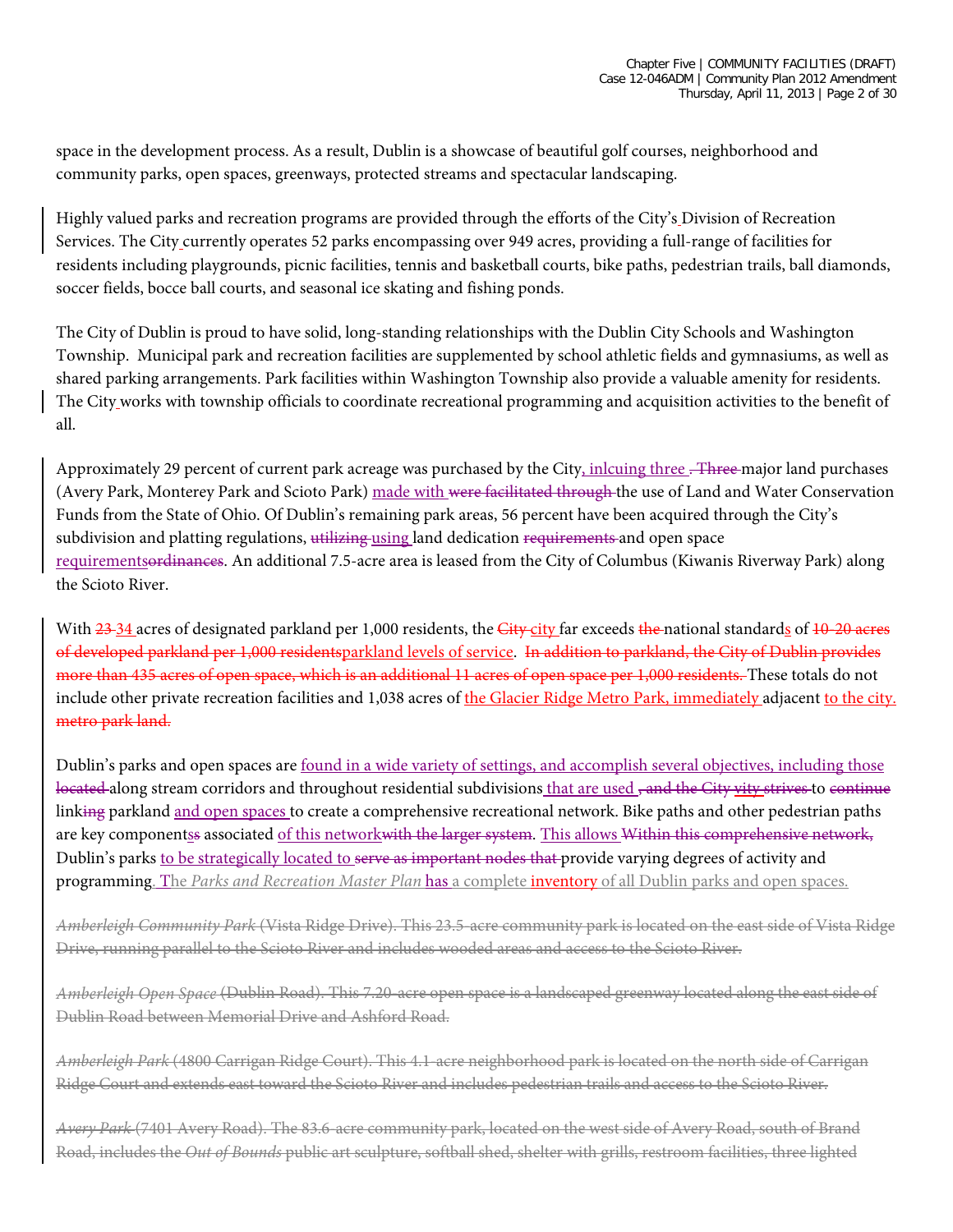space in the development process. As a result, Dublin is a showcase of beautiful golf courses, neighborhood and community parks, open spaces, greenways, protected streams and spectacular landscaping.

Highly valued parks and recreation programs are provided through the efforts of the City's Division of Recreation Services. The City currently operates 52 parks encompassing over 949 acres, providing a full-range of facilities for residents including playgrounds, picnic facilities, tennis and basketball courts, bike paths, pedestrian trails, ball diamonds, soccer fields, bocce ball courts, and seasonal ice skating and fishing ponds.

The City of Dublin is proud to have solid, long-standing relationships with the Dublin City Schools and Washington Township. Municipal park and recreation facilities are supplemented by school athletic fields and gymnasiums, as well as shared parking arrangements. Park facilities within Washington Township also provide a valuable amenity for residents. The City works with township officials to coordinate recreational programming and acquisition activities to the benefit of all.

Approximately 29 percent of current park acreage was purchased by the City, inlcuing three ~~. Three~~ major land purchases (Avery Park, Monterey Park and Scioto Park) made with ~~were facilitated through~~ the use of Land and Water Conservation Funds from the State of Ohio. Of Dublin's remaining park areas, 56 percent have been acquired through the City's subdivision and platting regulations, ~~utilizing~~ using land dedication ~~requirements~~ and open space requirements~~ordinances~~. An additional 7.5-acre area is leased from the City of Columbus (Kiwanis Riverway Park) along the Scioto River.

With ~~23~~ 34 acres of designated parkland per 1,000 residents, the ~~City~~ city far exceeds ~~the~~ national standards of ~~10-20 acres of developed parkland per 1,000 residents~~parkland levels of service. ~~In addition to parkland, the City of Dublin provides more than 435 acres of open space, which is an additional 11 acres of open space per 1,000 residents.~~ These totals do not include other private recreation facilities and 1,038 acres of the Glacier Ridge Metro Park, immediately adjacent to the city. ~~metro park land.~~

Dublin's parks and open spaces are found in a wide variety of settings, and accomplish several objectives, including those ~~located~~ along stream corridors and throughout residential subdivisions that are used ~~, and the City vity strives~~ to ~~continue~~ link~~ing~~ parkland and open spaces to create a comprehensive recreational network. Bike paths and other pedestrian paths are key components~~s~~ associated of this network~~with the larger system~~. This allows ~~Within this comprehensive network,~~ Dublin's parks to be strategically located to ~~serve as important nodes that~~ provide varying degrees of activity and programming. The *Parks and Recreation Master Plan* has a complete inventory of all Dublin parks and open spaces.

~~*Amberleigh Community Park* (Vista Ridge Drive). This 23.5-acre community park is located on the east side of Vista Ridge Drive, running parallel to the Scioto River and includes wooded areas and access to the Scioto River.~~

~~*Amberleigh Open Space* (Dublin Road). This 7.20-acre open space is a landscaped greenway located along the east side of Dublin Road between Memorial Drive and Ashford Road.~~

~~*Amberleigh Park* (4800 Carrigan Ridge Court). This 4.1-acre neighborhood park is located on the north side of Carrigan Ridge Court and extends east toward the Scioto River and includes pedestrian trails and access to the Scioto River.~~

~~*Avery Park* (7401 Avery Road). The 83.6-acre community park, located on the west side of Avery Road, south of Brand Road, includes the *Out of Bounds* public art sculpture, softball shed, shelter with grills, restroom facilities, three lighted~~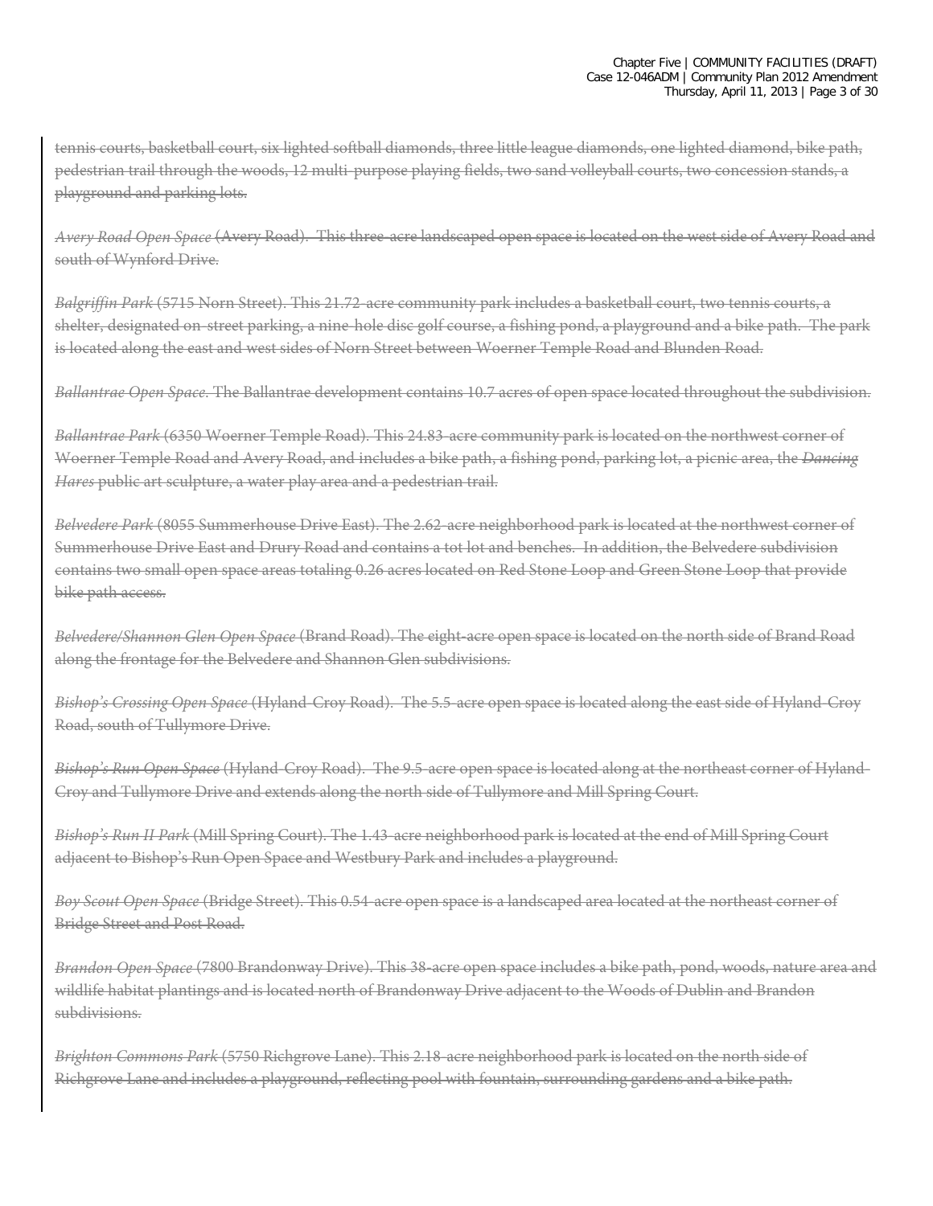~~tennis courts, basketball court, six lighted softball diamonds, three little league diamonds, one lighted diamond, bike path, pedestrian trail through the woods, 12 multi-purpose playing fields, two sand volleyball courts, two concession stands, a playground and parking lots.~~

~~*Avery Road Open Space* (Avery Road). This three-acre landscaped open space is located on the west side of Avery Road and south of Wynford Drive.~~

~~*Balgriffin Park* (5715 Norn Street). This 21.72-acre community park includes a basketball court, two tennis courts, a shelter, designated on-street parking, a nine-hole disc golf course, a fishing pond, a playground and a bike path. The park is located along the east and west sides of Norn Street between Woerner Temple Road and Blunden Road.~~

~~*Ballantrae Open Space*. The Ballantrae development contains 10.7 acres of open space located throughout the subdivision.~~

~~*Ballantrae Park* (6350 Woerner Temple Road). This 24.83-acre community park is located on the northwest corner of Woerner Temple Road and Avery Road, and includes a bike path, a fishing pond, parking lot, a picnic area, the *Dancing Hares* public art sculpture, a water play area and a pedestrian trail.~~

~~*Belvedere Park* (8055 Summerhouse Drive East). The 2.62-acre neighborhood park is located at the northwest corner of Summerhouse Drive East and Drury Road and contains a tot lot and benches. In addition, the Belvedere subdivision contains two small open space areas totaling 0.26 acres located on Red Stone Loop and Green Stone Loop that provide bike path access.~~

~~*Belvedere/Shannon Glen Open Space* (Brand Road). The eight-acre open space is located on the north side of Brand Road along the frontage for the Belvedere and Shannon Glen subdivisions.~~

~~*Bishop's Crossing Open Space* (Hyland-Croy Road). The 5.5-acre open space is located along the east side of Hyland-Croy Road, south of Tullymore Drive.~~

~~*Bishop's Run Open Space* (Hyland-Croy Road). The 9.5-acre open space is located along at the northeast corner of Hyland-Croy and Tullymore Drive and extends along the north side of Tullymore and Mill Spring Court.~~

~~*Bishop's Run II Park* (Mill Spring Court). The 1.43-acre neighborhood park is located at the end of Mill Spring Court adjacent to Bishop's Run Open Space and Westbury Park and includes a playground.~~

~~*Boy Scout Open Space* (Bridge Street). This 0.54-acre open space is a landscaped area located at the northeast corner of Bridge Street and Post Road.~~

~~*Brandon Open Space* (7800 Brandonway Drive). This 38-acre open space includes a bike path, pond, woods, nature area and wildlife habitat plantings and is located north of Brandonway Drive adjacent to the Woods of Dublin and Brandon subdivisions.~~

~~*Brighton Commons Park* (5750 Richgrove Lane). This 2.18-acre neighborhood park is located on the north side of Richgrove Lane and includes a playground, reflecting pool with fountain, surrounding gardens and a bike path.~~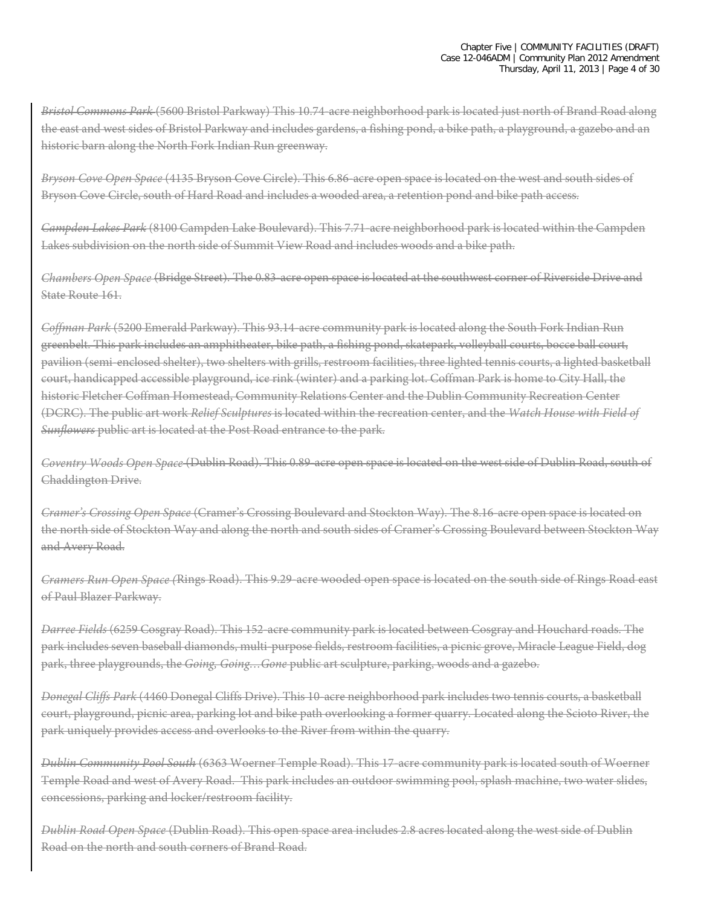~~*Bristol Commons Park* (5600 Bristol Parkway) This 10.74-acre neighborhood park is located just north of Brand Road along the east and west sides of Bristol Parkway and includes gardens, a fishing pond, a bike path, a playground, a gazebo and an historic barn along the North Fork Indian Run greenway.~~

~~*Bryson Cove Open Space* (4135 Bryson Cove Circle). This 6.86-acre open space is located on the west and south sides of Bryson Cove Circle, south of Hard Road and includes a wooded area, a retention pond and bike path access.~~

~~*Campden Lakes Park* (8100 Campden Lake Boulevard). This 7.71-acre neighborhood park is located within the Campden Lakes subdivision on the north side of Summit View Road and includes woods and a bike path.~~

~~*Chambers Open Space* (Bridge Street). The 0.83-acre open space is located at the southwest corner of Riverside Drive and State Route 161.~~

~~*Coffman Park* (5200 Emerald Parkway). This 93.14-acre community park is located along the South Fork Indian Run greenbelt. This park includes an amphitheater, bike path, a fishing pond, skatepark, volleyball courts, bocce ball court, pavilion (semi-enclosed shelter), two shelters with grills, restroom facilities, three lighted tennis courts, a lighted basketball court, handicapped accessible playground, ice rink (winter) and a parking lot. Coffman Park is home to City Hall, the historic Fletcher Coffman Homestead, Community Relations Center and the Dublin Community Recreation Center (DCRC). The public art work *Relief Sculptures* is located within the recreation center, and the *Watch House with Field of Sunflowers* public art is located at the Post Road entrance to the park.~~

~~*Coventry Woods Open Space* (Dublin Road). This 0.89-acre open space is located on the west side of Dublin Road, south of Chaddington Drive.~~

~~*Cramer's Crossing Open Space* (Cramer's Crossing Boulevard and Stockton Way). The 8.16-acre open space is located on the north side of Stockton Way and along the north and south sides of Cramer's Crossing Boulevard between Stockton Way and Avery Road.~~

~~*Cramers Run Open Space (*Rings Road). This 9.29-acre wooded open space is located on the south side of Rings Road east of Paul Blazer Parkway.~~

~~*Darree Fields* (6259 Cosgray Road). This 152-acre community park is located between Cosgray and Houchard roads. The park includes seven baseball diamonds, multi-purpose fields, restroom facilities, a picnic grove, Miracle League Field, dog park, three playgrounds, the *Going, Going…Gone* public art sculpture, parking, woods and a gazebo.~~

~~*Donegal Cliffs Park* (4460 Donegal Cliffs Drive). This 10-acre neighborhood park includes two tennis courts, a basketball court, playground, picnic area, parking lot and bike path overlooking a former quarry. Located along the Scioto River, the park uniquely provides access and overlooks to the River from within the quarry.~~

~~*Dublin Community Pool South* (6363 Woerner Temple Road). This 17-acre community park is located south of Woerner Temple Road and west of Avery Road. This park includes an outdoor swimming pool, splash machine, two water slides, concessions, parking and locker/restroom facility.~~

~~*Dublin Road Open Space* (Dublin Road). This open space area includes 2.8 acres located along the west side of Dublin Road on the north and south corners of Brand Road.~~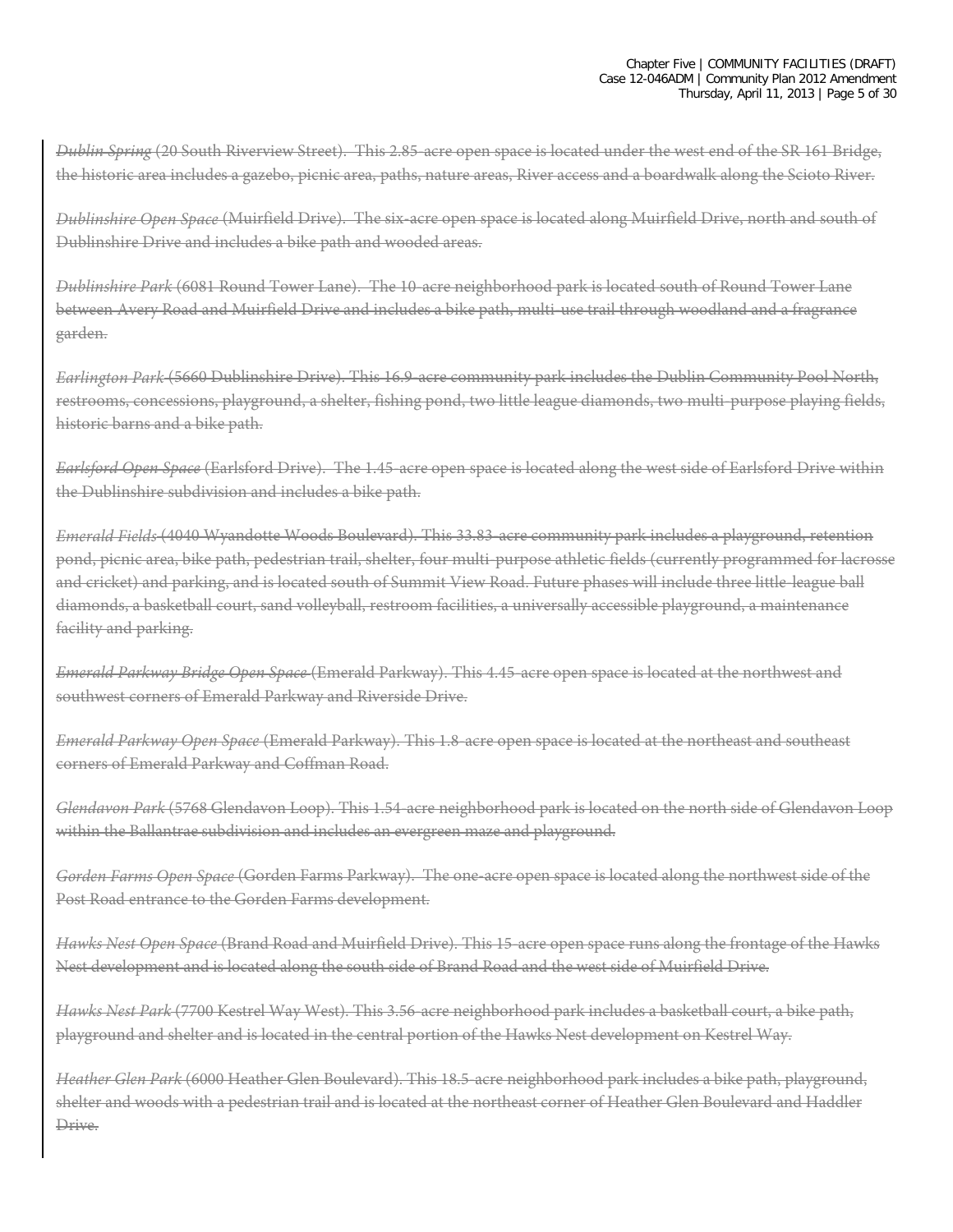~~*Dublin Spring* (20 South Riverview Street). This 2.85-acre open space is located under the west end of the SR 161 Bridge, the historic area includes a gazebo, picnic area, paths, nature areas, River access and a boardwalk along the Scioto River.~~

~~*Dublinshire Open Space* (Muirfield Drive). The six-acre open space is located along Muirfield Drive, north and south of Dublinshire Drive and includes a bike path and wooded areas.~~

~~*Dublinshire Park* (6081 Round Tower Lane). The 10-acre neighborhood park is located south of Round Tower Lane between Avery Road and Muirfield Drive and includes a bike path, multi-use trail through woodland and a fragrance garden.~~

~~*Earlington Park* (5660 Dublinshire Drive). This 16.9-acre community park includes the Dublin Community Pool North, restrooms, concessions, playground, a shelter, fishing pond, two little league diamonds, two multi-purpose playing fields, historic barns and a bike path.~~

~~*Earlsford Open Space* (Earlsford Drive). The 1.45-acre open space is located along the west side of Earlsford Drive within the Dublinshire subdivision and includes a bike path.~~

~~*Emerald Fields* (4040 Wyandotte Woods Boulevard). This 33.83-acre community park includes a playground, retention pond, picnic area, bike path, pedestrian trail, shelter, four multi-purpose athletic fields (currently programmed for lacrosse and cricket) and parking, and is located south of Summit View Road. Future phases will include three little-league ball diamonds, a basketball court, sand volleyball, restroom facilities, a universally accessible playground, a maintenance facility and parking.~~

~~*Emerald Parkway Bridge Open Space* (Emerald Parkway). This 4.45-acre open space is located at the northwest and southwest corners of Emerald Parkway and Riverside Drive.~~

~~*Emerald Parkway Open Space* (Emerald Parkway). This 1.8-acre open space is located at the northeast and southeast corners of Emerald Parkway and Coffman Road.~~

~~*Glendavon Park* (5768 Glendavon Loop). This 1.54-acre neighborhood park is located on the north side of Glendavon Loop within the Ballantrae subdivision and includes an evergreen maze and playground.~~

~~*Gorden Farms Open Space* (Gorden Farms Parkway). The one-acre open space is located along the northwest side of the Post Road entrance to the Gorden Farms development.~~

~~*Hawks Nest Open Space* (Brand Road and Muirfield Drive). This 15-acre open space runs along the frontage of the Hawks Nest development and is located along the south side of Brand Road and the west side of Muirfield Drive.~~

~~*Hawks Nest Park* (7700 Kestrel Way West). This 3.56-acre neighborhood park includes a basketball court, a bike path, playground and shelter and is located in the central portion of the Hawks Nest development on Kestrel Way.~~

~~*Heather Glen Park* (6000 Heather Glen Boulevard). This 18.5-acre neighborhood park includes a bike path, playground, shelter and woods with a pedestrian trail and is located at the northeast corner of Heather Glen Boulevard and Haddler Drive.~~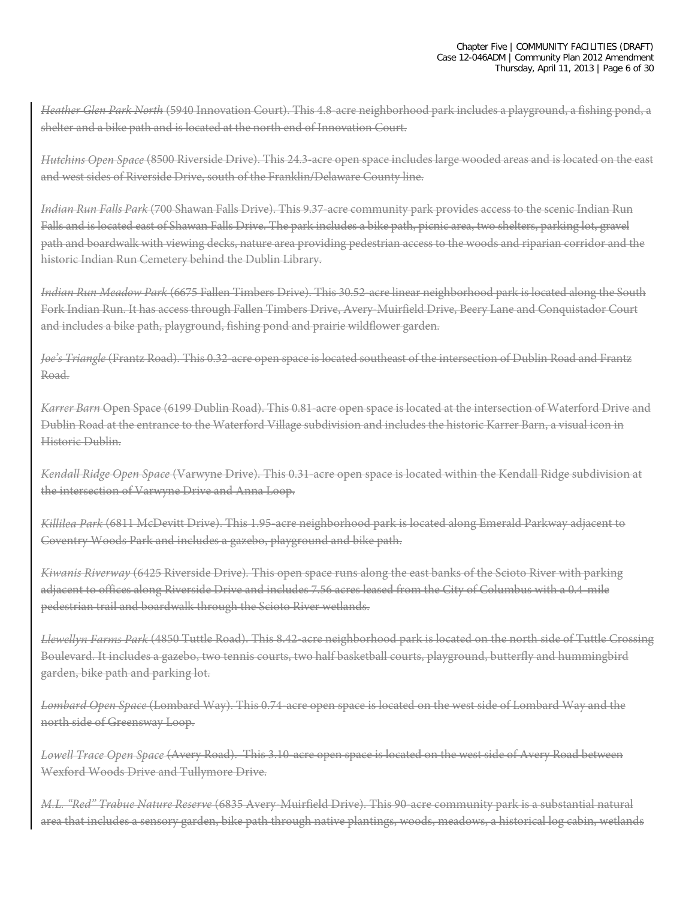~~*Heather Glen Park North* (5940 Innovation Court). This 4.8-acre neighborhood park includes a playground, a fishing pond, a shelter and a bike path and is located at the north end of Innovation Court.~~

~~*Hutchins Open Space* (8500 Riverside Drive). This 24.3-acre open space includes large wooded areas and is located on the east and west sides of Riverside Drive, south of the Franklin/Delaware County line.~~

~~*Indian Run Falls Park* (700 Shawan Falls Drive). This 9.37-acre community park provides access to the scenic Indian Run Falls and is located east of Shawan Falls Drive. The park includes a bike path, picnic area, two shelters, parking lot, gravel path and boardwalk with viewing decks, nature area providing pedestrian access to the woods and riparian corridor and the historic Indian Run Cemetery behind the Dublin Library.~~

~~*Indian Run Meadow Park* (6675 Fallen Timbers Drive). This 30.52-acre linear neighborhood park is located along the South Fork Indian Run. It has access through Fallen Timbers Drive, Avery-Muirfield Drive, Beery Lane and Conquistador Court and includes a bike path, playground, fishing pond and prairie wildflower garden.~~

~~*Joe's Triangle* (Frantz Road). This 0.32-acre open space is located southeast of the intersection of Dublin Road and Frantz Road.~~

~~*Karrer Barn* Open Space (6199 Dublin Road). This 0.81-acre open space is located at the intersection of Waterford Drive and Dublin Road at the entrance to the Waterford Village subdivision and includes the historic Karrer Barn, a visual icon in Historic Dublin.~~

~~*Kendall Ridge Open Space* (Varwyne Drive). This 0.31-acre open space is located within the Kendall Ridge subdivision at the intersection of Varwyne Drive and Anna Loop.~~

~~*Killilea Park* (6811 McDevitt Drive). This 1.95-acre neighborhood park is located along Emerald Parkway adjacent to Coventry Woods Park and includes a gazebo, playground and bike path.~~

~~*Kiwanis Riverway* (6425 Riverside Drive). This open space runs along the east banks of the Scioto River with parking adjacent to offices along Riverside Drive and includes 7.56 acres leased from the City of Columbus with a 0.4-mile pedestrian trail and boardwalk through the Scioto River wetlands.~~

~~*Llewellyn Farms Park* (4850 Tuttle Road). This 8.42-acre neighborhood park is located on the north side of Tuttle Crossing Boulevard. It includes a gazebo, two tennis courts, two half basketball courts, playground, butterfly and hummingbird garden, bike path and parking lot.~~

~~*Lombard Open Space* (Lombard Way). This 0.74-acre open space is located on the west side of Lombard Way and the north side of Greensway Loop.~~

~~*Lowell Trace Open Space* (Avery Road). This 3.10-acre open space is located on the west side of Avery Road between Wexford Woods Drive and Tullymore Drive.~~

~~*M.L. "Red" Trabue Nature Reserve* (6835 Avery-Muirfield Drive). This 90-acre community park is a substantial natural area that includes a sensory garden, bike path through native plantings, woods, meadows, a historical log cabin, wetlands~~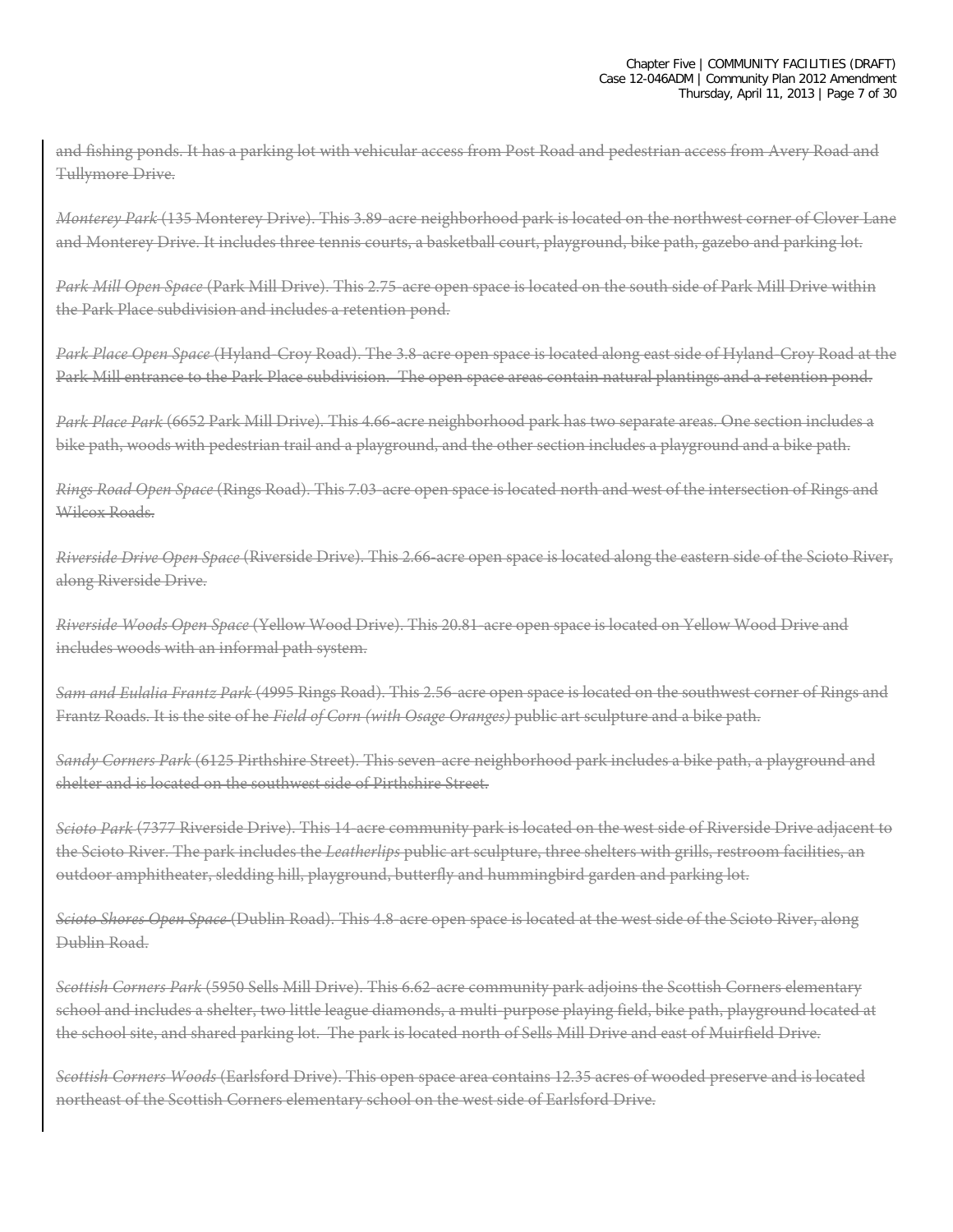~~and fishing ponds. It has a parking lot with vehicular access from Post Road and pedestrian access from Avery Road and Tullymore Drive.~~

~~*Monterey Park* (135 Monterey Drive). This 3.89-acre neighborhood park is located on the northwest corner of Clover Lane and Monterey Drive. It includes three tennis courts, a basketball court, playground, bike path, gazebo and parking lot.~~

~~*Park Mill Open Space* (Park Mill Drive). This 2.75-acre open space is located on the south side of Park Mill Drive within the Park Place subdivision and includes a retention pond.~~

~~*Park Place Open Space* (Hyland-Croy Road). The 3.8-acre open space is located along east side of Hyland-Croy Road at the Park Mill entrance to the Park Place subdivision. The open space areas contain natural plantings and a retention pond.~~

~~*Park Place Park* (6652 Park Mill Drive). This 4.66-acre neighborhood park has two separate areas. One section includes a bike path, woods with pedestrian trail and a playground, and the other section includes a playground and a bike path.~~

~~*Rings Road Open Space* (Rings Road). This 7.03-acre open space is located north and west of the intersection of Rings and Wilcox Roads.~~

~~*Riverside Drive Open Space* (Riverside Drive). This 2.66-acre open space is located along the eastern side of the Scioto River, along Riverside Drive.~~

~~*Riverside Woods Open Space* (Yellow Wood Drive). This 20.81-acre open space is located on Yellow Wood Drive and includes woods with an informal path system.~~

~~*Sam and Eulalia Frantz Park* (4995 Rings Road). This 2.56-acre open space is located on the southwest corner of Rings and Frantz Roads. It is the site of he *Field of Corn (with Osage Oranges)* public art sculpture and a bike path.~~

~~*Sandy Corners Park* (6125 Pirthshire Street). This seven-acre neighborhood park includes a bike path, a playground and shelter and is located on the southwest side of Pirthshire Street.~~

~~*Scioto Park* (7377 Riverside Drive). This 14-acre community park is located on the west side of Riverside Drive adjacent to the Scioto River. The park includes the *Leatherlips* public art sculpture, three shelters with grills, restroom facilities, an outdoor amphitheater, sledding hill, playground, butterfly and hummingbird garden and parking lot.~~

~~*Scioto Shores Open Space* (Dublin Road). This 4.8-acre open space is located at the west side of the Scioto River, along Dublin Road.~~

~~*Scottish Corners Park* (5950 Sells Mill Drive). This 6.62-acre community park adjoins the Scottish Corners elementary school and includes a shelter, two little league diamonds, a multi-purpose playing field, bike path, playground located at the school site, and shared parking lot. The park is located north of Sells Mill Drive and east of Muirfield Drive.~~

~~*Scottish Corners Woods* (Earlsford Drive). This open space area contains 12.35 acres of wooded preserve and is located northeast of the Scottish Corners elementary school on the west side of Earlsford Drive.~~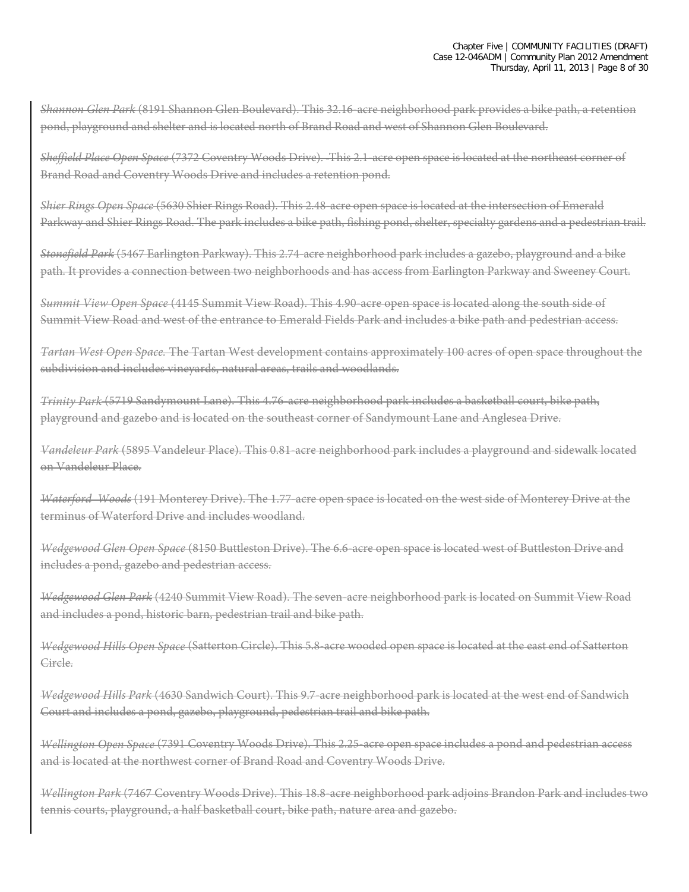~~*Shannon Glen Park* (8191 Shannon Glen Boulevard). This 32.16-acre neighborhood park provides a bike path, a retention pond, playground and shelter and is located north of Brand Road and west of Shannon Glen Boulevard.~~

~~*Sheffield Place Open Space* (7372 Coventry Woods Drive). This 2.1-acre open space is located at the northeast corner of Brand Road and Coventry Woods Drive and includes a retention pond.~~

~~*Shier Rings Open Space* (5630 Shier Rings Road). This 2.48-acre open space is located at the intersection of Emerald Parkway and Shier Rings Road. The park includes a bike path, fishing pond, shelter, specialty gardens and a pedestrian trail.~~

~~*Stonefield Park* (5467 Earlington Parkway). This 2.74-acre neighborhood park includes a gazebo, playground and a bike path. It provides a connection between two neighborhoods and has access from Earlington Parkway and Sweeney Court.~~

~~*Summit View Open Space* (4145 Summit View Road). This 4.90-acre open space is located along the south side of Summit View Road and west of the entrance to Emerald Fields Park and includes a bike path and pedestrian access.~~

~~*Tartan West Open Space.* The Tartan West development contains approximately 100 acres of open space throughout the subdivision and includes vineyards, natural areas, trails and woodlands.~~

~~*Trinity Park* (5719 Sandymount Lane). This 4.76-acre neighborhood park includes a basketball court, bike path, playground and gazebo and is located on the southeast corner of Sandymount Lane and Anglesea Drive.~~

~~*Vandeleur Park* (5895 Vandeleur Place). This 0.81-acre neighborhood park includes a playground and sidewalk located on Vandeleur Place.~~

~~*Waterford Woods* (191 Monterey Drive). The 1.77-acre open space is located on the west side of Monterey Drive at the terminus of Waterford Drive and includes woodland.~~

~~*Wedgewood Glen Open Space* (8150 Buttleston Drive). The 6.6-acre open space is located west of Buttleston Drive and includes a pond, gazebo and pedestrian access.~~

~~*Wedgewood Glen Park* (4240 Summit View Road). The seven-acre neighborhood park is located on Summit View Road and includes a pond, historic barn, pedestrian trail and bike path.~~

~~*Wedgewood Hills Open Space* (Satterton Circle). This 5.8-acre wooded open space is located at the east end of Satterton Circle.~~

~~*Wedgewood Hills Park* (4630 Sandwich Court). This 9.7-acre neighborhood park is located at the west end of Sandwich Court and includes a pond, gazebo, playground, pedestrian trail and bike path.~~

~~*Wellington Open Space* (7391 Coventry Woods Drive). This 2.25-acre open space includes a pond and pedestrian access and is located at the northwest corner of Brand Road and Coventry Woods Drive.~~

~~*Wellington Park* (7467 Coventry Woods Drive). This 18.8-acre neighborhood park adjoins Brandon Park and includes two tennis courts, playground, a half basketball court, bike path, nature area and gazebo.~~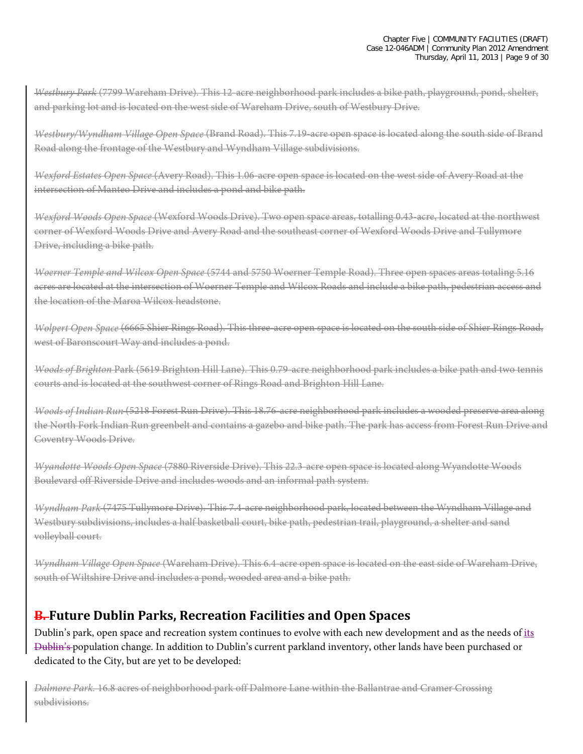~~*Westbury Park* (7799 Wareham Drive). This 12-acre neighborhood park includes a bike path, playground, pond, shelter, and parking lot and is located on the west side of Wareham Drive, south of Westbury Drive.~~

~~*Westbury/Wyndham Village Open Space* (Brand Road). This 7.19-acre open space is located along the south side of Brand Road along the frontage of the Westbury and Wyndham Village subdivisions.~~

~~*Wexford Estates Open Space* (Avery Road). This 1.06-acre open space is located on the west side of Avery Road at the intersection of Manteo Drive and includes a pond and bike path.~~

~~*Wexford Woods Open Space* (Wexford Woods Drive). Two open space areas, totalling 0.43-acre, located at the northwest corner of Wexford Woods Drive and Avery Road and the southeast corner of Wexford Woods Drive and Tullymore Drive, including a bike path.~~

~~*Woerner Temple and Wilcox Open Space* (5744 and 5750 Woerner Temple Road). Three open spaces areas totaling 5.16 acres are located at the intersection of Woerner Temple and Wilcox Roads and include a bike path, pedestrian access and the location of the Maroa Wilcox headstone.~~

~~*Wolpert Open Space* (6665 Shier Rings Road). This three-acre open space is located on the south side of Shier Rings Road, west of Baronscourt Way and includes a pond.~~

~~*Woods of Brighton* Park (5619 Brighton Hill Lane). This 0.79-acre neighborhood park includes a bike path and two tennis courts and is located at the southwest corner of Rings Road and Brighton Hill Lane.~~

~~*Woods of Indian Run* (5218 Forest Run Drive). This 18.76-acre neighborhood park includes a wooded preserve area along the North Fork Indian Run greenbelt and contains a gazebo and bike path. The park has access from Forest Run Drive and Coventry Woods Drive.~~

~~*Wyandotte Woods Open Space* (7880 Riverside Drive). This 22.3-acre open space is located along Wyandotte Woods Boulevard off Riverside Drive and includes woods and an informal path system.~~

~~*Wyndham Park* (7475 Tullymore Drive). This 7.4-acre neighborhood park, located between the Wyndham Village and Westbury subdivisions, includes a half basketball court, bike path, pedestrian trail, playground, a shelter and sand volleyball court.~~

~~*Wyndham Village Open Space* (Wareham Drive). This 6.4-acre open space is located on the east side of Wareham Drive, south of Wiltshire Drive and includes a pond, wooded area and a bike path.~~

## ~~B.~~ Future Dublin Parks, Recreation Facilities and Open Spaces

Dublin's park, open space and recreation system continues to evolve with each new development and as the needs of its ~~Dublin's~~ population change. In addition to Dublin's current parkland inventory, other lands have been purchased or dedicated to the City, but are yet to be developed:

~~*Dalmore Park.* 16.8 acres of neighborhood park off Dalmore Lane within the Ballantrae and Cramer Crossing subdivisions.~~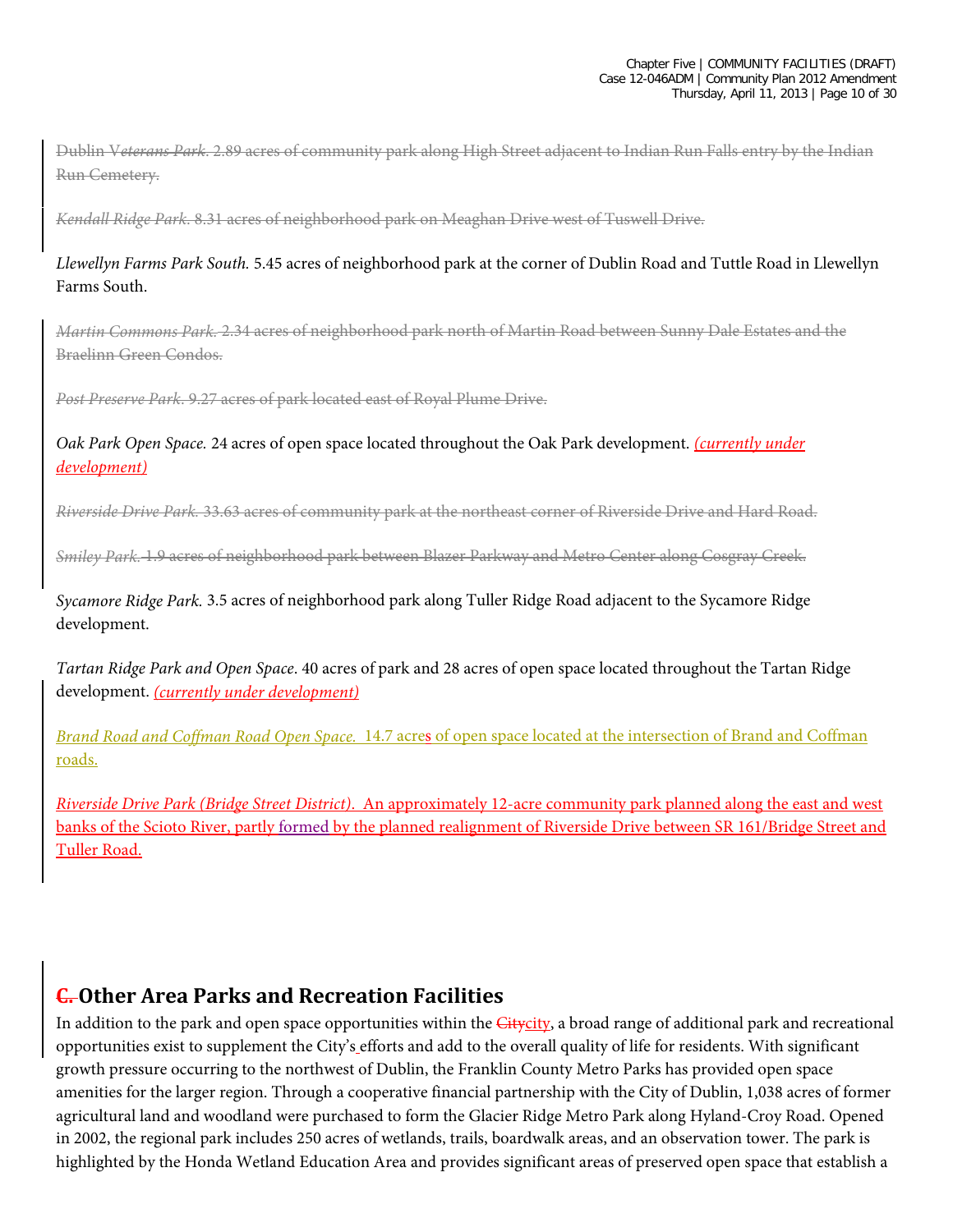~~*Dublin Veterans Park.* 2.89 acres of community park along High Street adjacent to Indian Run Falls entry by the Indian Run Cemetery.~~

~~*Kendall Ridge Park.* 8.31 acres of neighborhood park on Meaghan Drive west of Tuswell Drive.~~

*Llewellyn Farms Park South.* 5.45 acres of neighborhood park at the corner of Dublin Road and Tuttle Road in Llewellyn Farms South.

~~*Martin Commons Park.* 2.34 acres of neighborhood park north of Martin Road between Sunny Dale Estates and the Braelinn Green Condos.~~

~~*Post Preserve Park.* 9.27 acres of park located east of Royal Plume Drive.~~

*Oak Park Open Space.* 24 acres of open space located throughout the Oak Park development. *(currently under development)*

~~*Riverside Drive Park.* 33.63 acres of community park at the northeast corner of Riverside Drive and Hard Road.~~

~~*Smiley Park.* 1.9 acres of neighborhood park between Blazer Parkway and Metro Center along Cosgray Creek.~~

*Sycamore Ridge Park.* 3.5 acres of neighborhood park along Tuller Ridge Road adjacent to the Sycamore Ridge development.

*Tartan Ridge Park and Open Space.* 40 acres of park and 28 acres of open space located throughout the Tartan Ridge development. *(currently under development)*

*Brand Road and Coffman Road Open Space.* 14.7 acres of open space located at the intersection of Brand and Coffman roads.

*Riverside Drive Park (Bridge Street District).* An approximately 12-acre community park planned along the east and west banks of the Scioto River, partly formed by the planned realignment of Riverside Drive between SR 161/Bridge Street and Tuller Road.

## ~~C.~~ Other Area Parks and Recreation Facilities

In addition to the park and open space opportunities within the ~~City~~city, a broad range of additional park and recreational opportunities exist to supplement the City's efforts and add to the overall quality of life for residents. With significant growth pressure occurring to the northwest of Dublin, the Franklin County Metro Parks has provided open space amenities for the larger region. Through a cooperative financial partnership with the City of Dublin, 1,038 acres of former agricultural land and woodland were purchased to form the Glacier Ridge Metro Park along Hyland-Croy Road. Opened in 2002, the regional park includes 250 acres of wetlands, trails, boardwalk areas, and an observation tower. The park is highlighted by the Honda Wetland Education Area and provides significant areas of preserved open space that establish a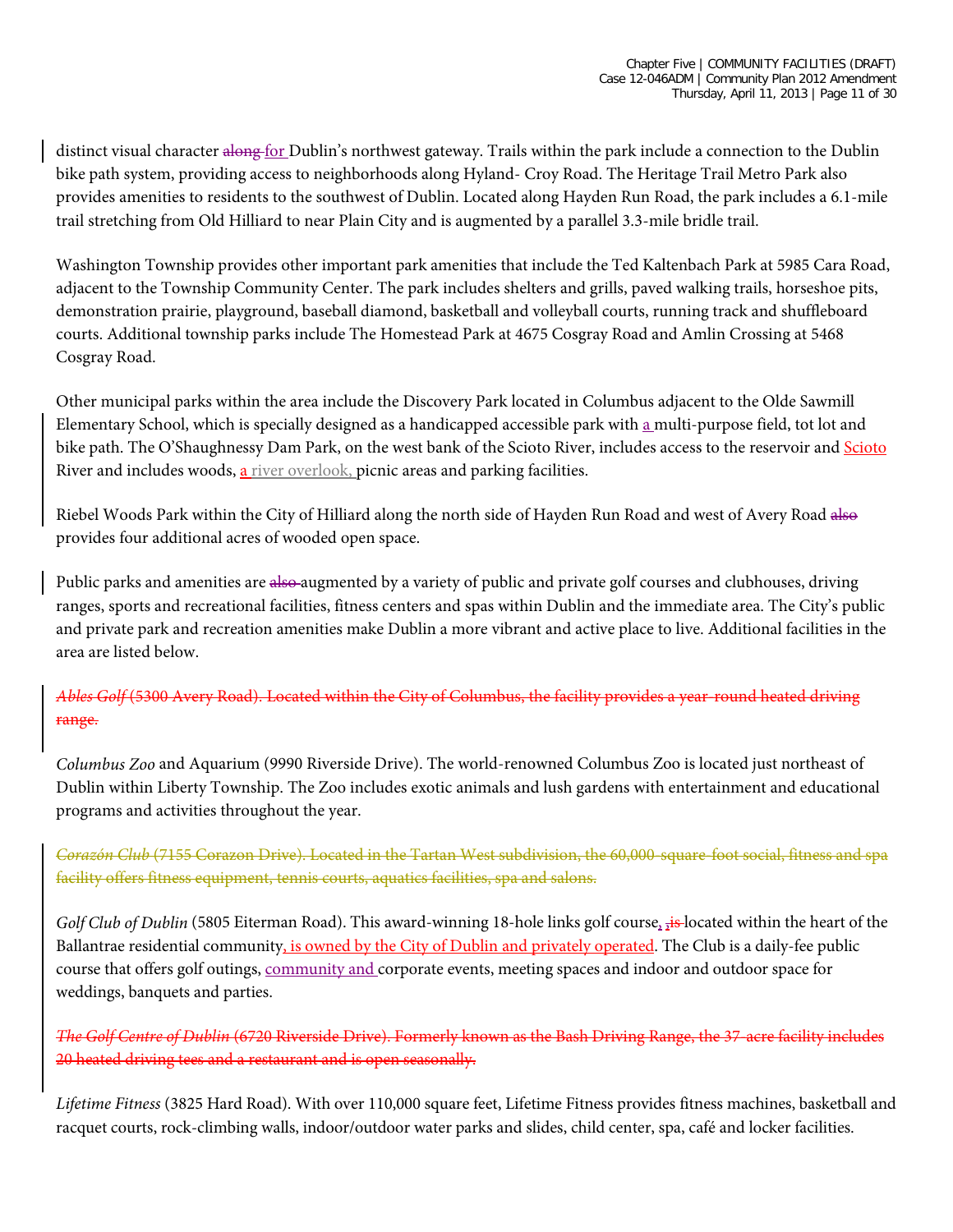distinct visual character ~~along~~ for Dublin's northwest gateway. Trails within the park include a connection to the Dublin bike path system, providing access to neighborhoods along Hyland- Croy Road. The Heritage Trail Metro Park also provides amenities to residents to the southwest of Dublin. Located along Hayden Run Road, the park includes a 6.1-mile trail stretching from Old Hilliard to near Plain City and is augmented by a parallel 3.3-mile bridle trail.

Washington Township provides other important park amenities that include the Ted Kaltenbach Park at 5985 Cara Road, adjacent to the Township Community Center. The park includes shelters and grills, paved walking trails, horseshoe pits, demonstration prairie, playground, baseball diamond, basketball and volleyball courts, running track and shuffleboard courts. Additional township parks include The Homestead Park at 4675 Cosgray Road and Amlin Crossing at 5468 Cosgray Road.

Other municipal parks within the area include the Discovery Park located in Columbus adjacent to the Olde Sawmill Elementary School, which is specially designed as a handicapped accessible park with a multi-purpose field, tot lot and bike path. The O'Shaughnessy Dam Park, on the west bank of the Scioto River, includes access to the reservoir and Scioto River and includes woods, a river overlook, picnic areas and parking facilities.

Riebel Woods Park within the City of Hilliard along the north side of Hayden Run Road and west of Avery Road ~~also~~ provides four additional acres of wooded open space.

Public parks and amenities are ~~also~~ augmented by a variety of public and private golf courses and clubhouses, driving ranges, sports and recreational facilities, fitness centers and spas within Dublin and the immediate area. The City's public and private park and recreation amenities make Dublin a more vibrant and active place to live. Additional facilities in the area are listed below.

~~*Ables Golf* (5300 Avery Road). Located within the City of Columbus, the facility provides a year-round heated driving range.~~

*Columbus Zoo* and Aquarium (9990 Riverside Drive). The world-renowned Columbus Zoo is located just northeast of Dublin within Liberty Township. The Zoo includes exotic animals and lush gardens with entertainment and educational programs and activities throughout the year.

~~*Corazón Club* (7155 Corazon Drive). Located in the Tartan West subdivision, the 60,000-square-foot social, fitness and spa facility offers fitness equipment, tennis courts, aquatics facilities, spa and salons.~~

*Golf Club of Dublin* (5805 Eiterman Road). This award-winning 18-hole links golf course, ~~;is~~ located within the heart of the Ballantrae residential community, is owned by the City of Dublin and privately operated. The Club is a daily-fee public course that offers golf outings, community and corporate events, meeting spaces and indoor and outdoor space for weddings, banquets and parties.

~~*The Golf Centre of Dublin* (6720 Riverside Drive). Formerly known as the Bash Driving Range, the 37-acre facility includes 20 heated driving tees and a restaurant and is open seasonally.~~

*Lifetime Fitness* (3825 Hard Road). With over 110,000 square feet, Lifetime Fitness provides fitness machines, basketball and racquet courts, rock-climbing walls, indoor/outdoor water parks and slides, child center, spa, café and locker facilities.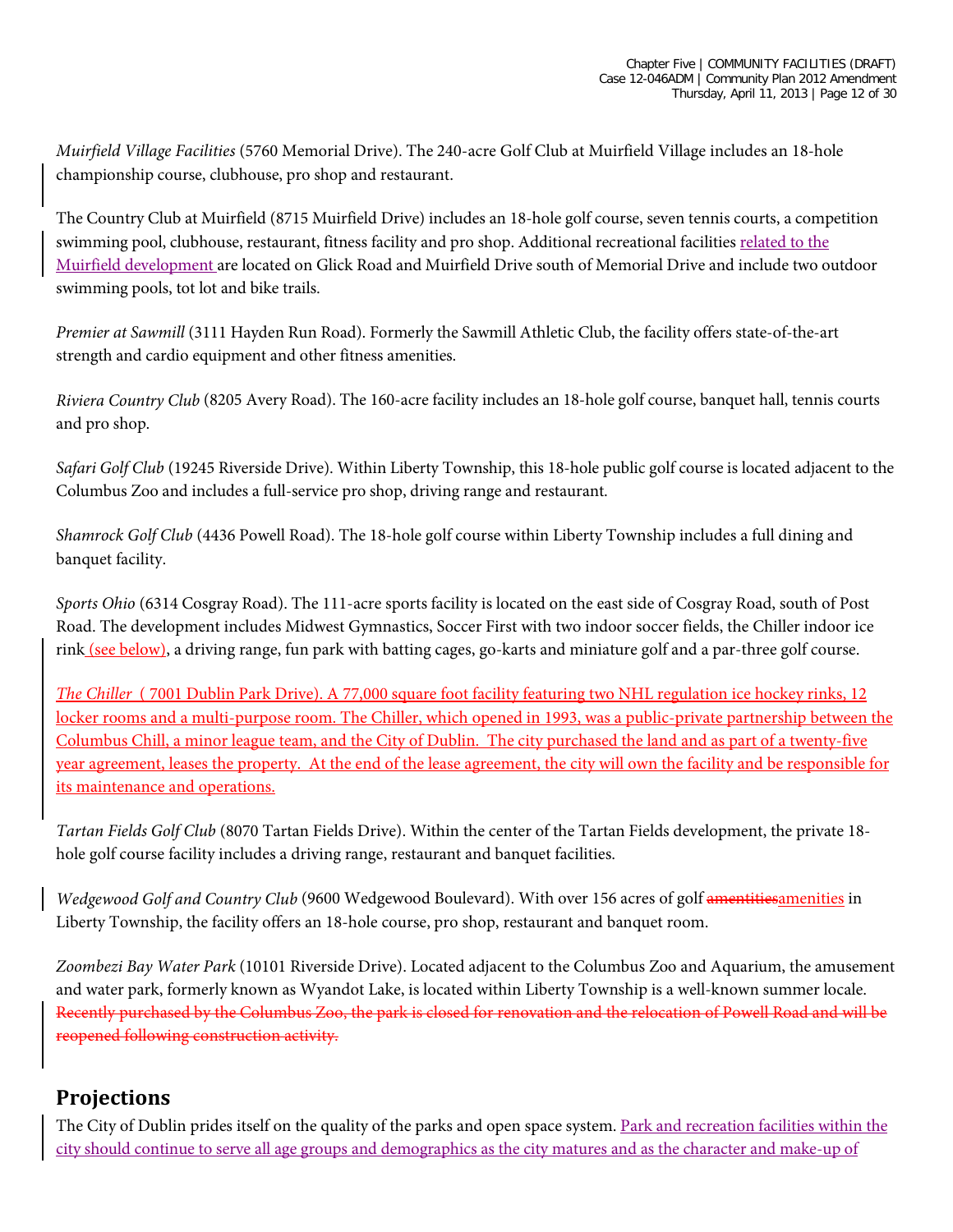*Muirfield Village Facilities* (5760 Memorial Drive). The 240-acre Golf Club at Muirfield Village includes an 18-hole championship course, clubhouse, pro shop and restaurant.

The Country Club at Muirfield (8715 Muirfield Drive) includes an 18-hole golf course, seven tennis courts, a competition swimming pool, clubhouse, restaurant, fitness facility and pro shop. Additional recreational facilities related to the Muirfield development are located on Glick Road and Muirfield Drive south of Memorial Drive and include two outdoor swimming pools, tot lot and bike trails.

*Premier at Sawmill* (3111 Hayden Run Road). Formerly the Sawmill Athletic Club, the facility offers state-of-the-art strength and cardio equipment and other fitness amenities.

*Riviera Country Club* (8205 Avery Road). The 160-acre facility includes an 18-hole golf course, banquet hall, tennis courts and pro shop.

*Safari Golf Club* (19245 Riverside Drive). Within Liberty Township, this 18-hole public golf course is located adjacent to the Columbus Zoo and includes a full-service pro shop, driving range and restaurant.

*Shamrock Golf Club* (4436 Powell Road). The 18-hole golf course within Liberty Township includes a full dining and banquet facility.

*Sports Ohio* (6314 Cosgray Road). The 111-acre sports facility is located on the east side of Cosgray Road, south of Post Road. The development includes Midwest Gymnastics, Soccer First with two indoor soccer fields, the Chiller indoor ice rink (see below), a driving range, fun park with batting cages, go-karts and miniature golf and a par-three golf course.

*The Chiller* ( 7001 Dublin Park Drive). A 77,000 square foot facility featuring two NHL regulation ice hockey rinks, 12 locker rooms and a multi-purpose room. The Chiller, which opened in 1993, was a public-private partnership between the Columbus Chill, a minor league team, and the City of Dublin. The city purchased the land and as part of a twenty-five year agreement, leases the property. At the end of the lease agreement, the city will own the facility and be responsible for its maintenance and operations.

*Tartan Fields Golf Club* (8070 Tartan Fields Drive). Within the center of the Tartan Fields development, the private 18-hole golf course facility includes a driving range, restaurant and banquet facilities.

*Wedgewood Golf and Country Club* (9600 Wedgewood Boulevard). With over 156 acres of golf ~~amentities~~amenities in Liberty Township, the facility offers an 18-hole course, pro shop, restaurant and banquet room.

*Zoombezi Bay Water Park* (10101 Riverside Drive). Located adjacent to the Columbus Zoo and Aquarium, the amusement and water park, formerly known as Wyandot Lake, is located within Liberty Township is a well-known summer locale. ~~Recently purchased by the Columbus Zoo, the park is closed for renovation and the relocation of Powell Road and will be reopened following construction activity.~~

## Projections

The City of Dublin prides itself on the quality of the parks and open space system. Park and recreation facilities within the city should continue to serve all age groups and demographics as the city matures and as the character and make-up of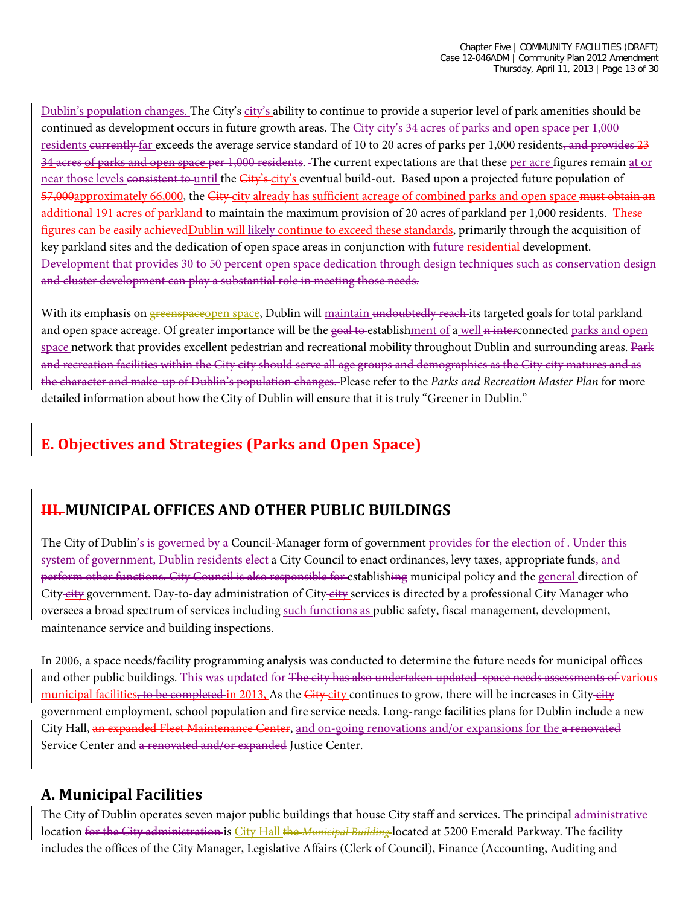Dublin's population changes. The City's ~~city's~~ ability to continue to provide a superior level of park amenities should be continued as development occurs in future growth areas. The ~~City~~ city's 34 acres of parks and open space per 1,000 residents ~~currently~~ far exceeds the average service standard of 10 to 20 acres of parks per 1,000 residents~~, and provides 23 34 acres of parks and open space per 1,000 residents~~. The current expectations are that these per acre figures remain at or near those levels ~~consistent to~~ until the ~~City's~~ city's eventual build-out. Based upon a projected future population of ~~57,000~~approximately 66,000, the ~~City~~ city already has sufficient acreage of combined parks and open space ~~must obtain an additional 191 acres of parkland~~ to maintain the maximum provision of 20 acres of parkland per 1,000 residents. ~~These figures can be easily achieved~~Dublin will likely continue to exceed these standards, primarily through the acquisition of key parkland sites and the dedication of open space areas in conjunction with ~~future residential~~ development. ~~Development that provides 30 to 50 percent open space dedication through design techniques such as conservation design and cluster development can play a substantial role in meeting those needs.~~

With its emphasis on ~~greenspace~~open space, Dublin will maintain ~~undoubtedly reach~~ its targeted goals for total parkland and open space acreage. Of greater importance will be the ~~goal to~~ establishment of a well ~~n inter~~connected parks and open space network that provides excellent pedestrian and recreational mobility throughout Dublin and surrounding areas. ~~Park and recreation facilities within the City city should serve all age groups and demographics as the City city matures and as the character and make-up of Dublin's population changes.~~ Please refer to the *Parks and Recreation Master Plan* for more detailed information about how the City of Dublin will ensure that it is truly "Greener in Dublin."

## ~~E. Objectives and Strategies (Parks and Open Space)~~

## ~~III.~~ MUNICIPAL OFFICES AND OTHER PUBLIC BUILDINGS

The City of Dublin's ~~is governed by a~~ Council-Manager form of government provides for the election of ~~. Under this system of government, Dublin residents elect~~ a City Council to enact ordinances, levy taxes, appropriate funds, ~~and perform other functions. City Council is also responsible for~~ establish~~ing~~ municipal policy and the general direction of City ~~city~~ government. Day-to-day administration of City ~~city~~ services is directed by a professional City Manager who oversees a broad spectrum of services including such functions as public safety, fiscal management, development, maintenance service and building inspections.

In 2006, a space needs/facility programming analysis was conducted to determine the future needs for municipal offices and other public buildings. This was updated for ~~The city has also undertaken updated space needs assessments of~~ various municipal facilities~~, to be completed~~ in 2013, As the ~~City~~ city continues to grow, there will be increases in City ~~city~~ government employment, school population and fire service needs. Long-range facilities plans for Dublin include a new City Hall, ~~an expanded Fleet Maintenance Center~~, and on-going renovations and/or expansions for the ~~a renovated~~ Service Center and ~~a renovated and/or expanded~~ Justice Center.

## A. Municipal Facilities

The City of Dublin operates seven major public buildings that house City staff and services. The principal administrative location ~~for the City administration~~ is City Hall ~~the *Municipal Building*~~ located at 5200 Emerald Parkway. The facility includes the offices of the City Manager, Legislative Affairs (Clerk of Council), Finance (Accounting, Auditing and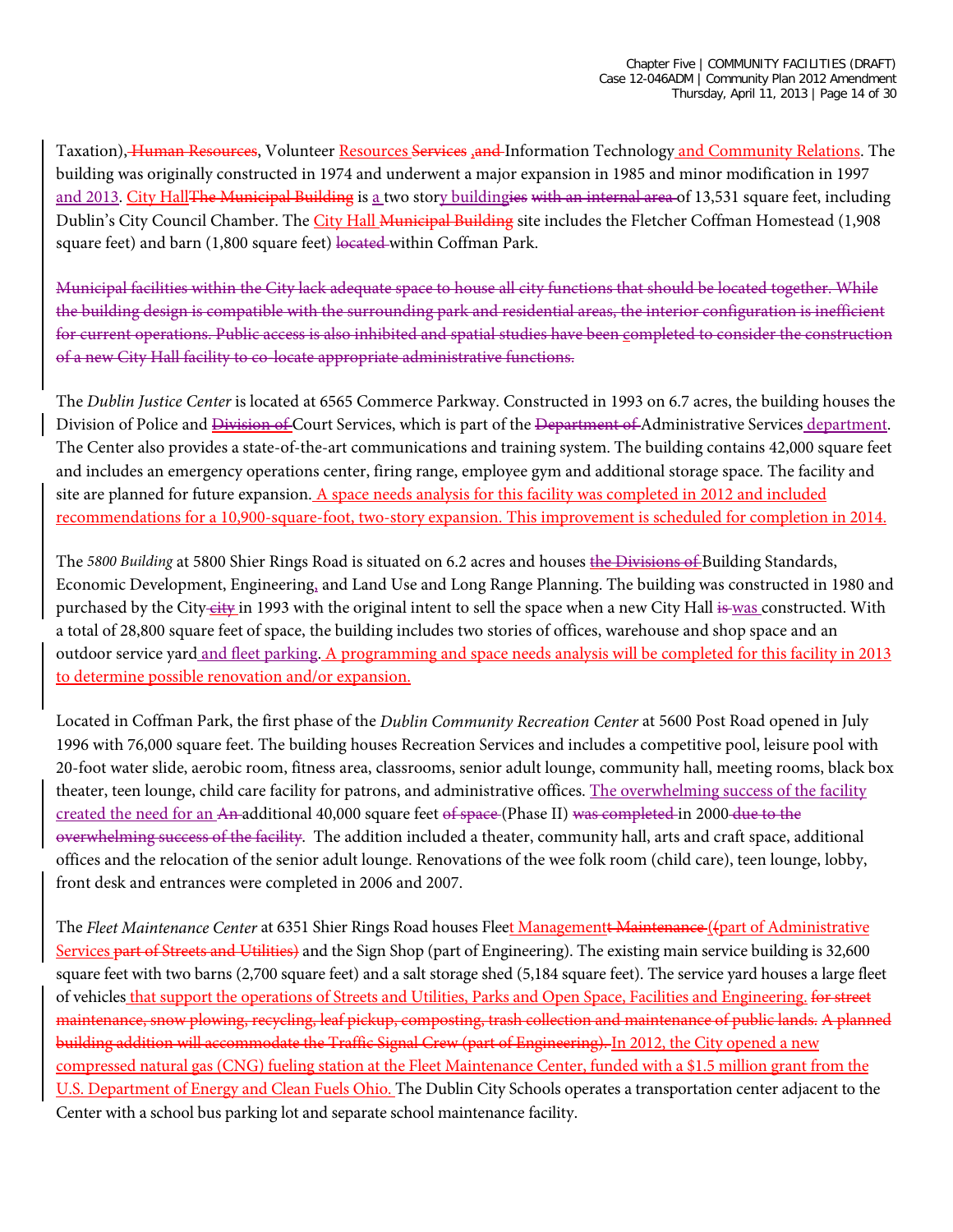Taxation), ~~Human Resources~~, Volunteer Resources ~~Services~~ ~~,and~~ Information Technology and Community Relations. The building was originally constructed in 1974 and underwent a major expansion in 1985 and minor modification in 1997 and 2013. City Hall~~The Municipal Building~~ is a two story building~~ies~~ ~~with an internal area~~ of 13,531 square feet, including Dublin's City Council Chamber. The City Hall ~~Municipal Building~~ site includes the Fletcher Coffman Homestead (1,908 square feet) and barn (1,800 square feet) ~~located~~ within Coffman Park.

~~Municipal facilities within the City lack adequate space to house all city functions that should be located together. While the building design is compatible with the surrounding park and residential areas, the interior configuration is inefficient for current operations. Public access is also inhibited and spatial studies have been completed to consider the construction of a new City Hall facility to co-locate appropriate administrative functions.~~

The *Dublin Justice Center* is located at 6565 Commerce Parkway. Constructed in 1993 on 6.7 acres, the building houses the Division of Police and ~~Division of~~ Court Services, which is part of the ~~Department of~~ Administrative Services department. The Center also provides a state-of-the-art communications and training system. The building contains 42,000 square feet and includes an emergency operations center, firing range, employee gym and additional storage space. The facility and site are planned for future expansion. A space needs analysis for this facility was completed in 2012 and included recommendations for a 10,900-square-foot, two-story expansion. This improvement is scheduled for completion in 2014.

The *5800 Building* at 5800 Shier Rings Road is situated on 6.2 acres and houses ~~the Divisions of~~ Building Standards, Economic Development, Engineering, and Land Use and Long Range Planning. The building was constructed in 1980 and purchased by the City ~~city~~ in 1993 with the original intent to sell the space when a new City Hall ~~is~~ was constructed. With a total of 28,800 square feet of space, the building includes two stories of offices, warehouse and shop space and an outdoor service yard and fleet parking. A programming and space needs analysis will be completed for this facility in 2013 to determine possible renovation and/or expansion.

Located in Coffman Park, the first phase of the *Dublin Community Recreation Center* at 5600 Post Road opened in July 1996 with 76,000 square feet. The building houses Recreation Services and includes a competitive pool, leisure pool with 20-foot water slide, aerobic room, fitness area, classrooms, senior adult lounge, community hall, meeting rooms, black box theater, teen lounge, child care facility for patrons, and administrative offices. The overwhelming success of the facility created the need for an ~~An~~ additional 40,000 square feet ~~of space~~ (Phase II) ~~was completed~~ in 2000 ~~due to the overwhelming success of the facility~~. The addition included a theater, community hall, arts and craft space, additional offices and the relocation of the senior adult lounge. Renovations of the wee folk room (child care), teen lounge, lobby, front desk and entrances were completed in 2006 and 2007.

The *Fleet Maintenance Center* at 6351 Shier Rings Road houses Fleet Management~~t Maintenance~~ ~~(~~(part of Administrative Services ~~part of Streets and Utilities)~~ and the Sign Shop (part of Engineering). The existing main service building is 32,600 square feet with two barns (2,700 square feet) and a salt storage shed (5,184 square feet). The service yard houses a large fleet of vehicles that support the operations of Streets and Utilities, Parks and Open Space, Facilities and Engineering. ~~for street maintenance, snow plowing, recycling, leaf pickup, composting, trash collection and maintenance of public lands. A planned building addition will accommodate the Traffic Signal Crew (part of Engineering).~~ In 2012, the City opened a new compressed natural gas (CNG) fueling station at the Fleet Maintenance Center, funded with a $1.5 million grant from the U.S. Department of Energy and Clean Fuels Ohio. The Dublin City Schools operates a transportation center adjacent to the Center with a school bus parking lot and separate school maintenance facility.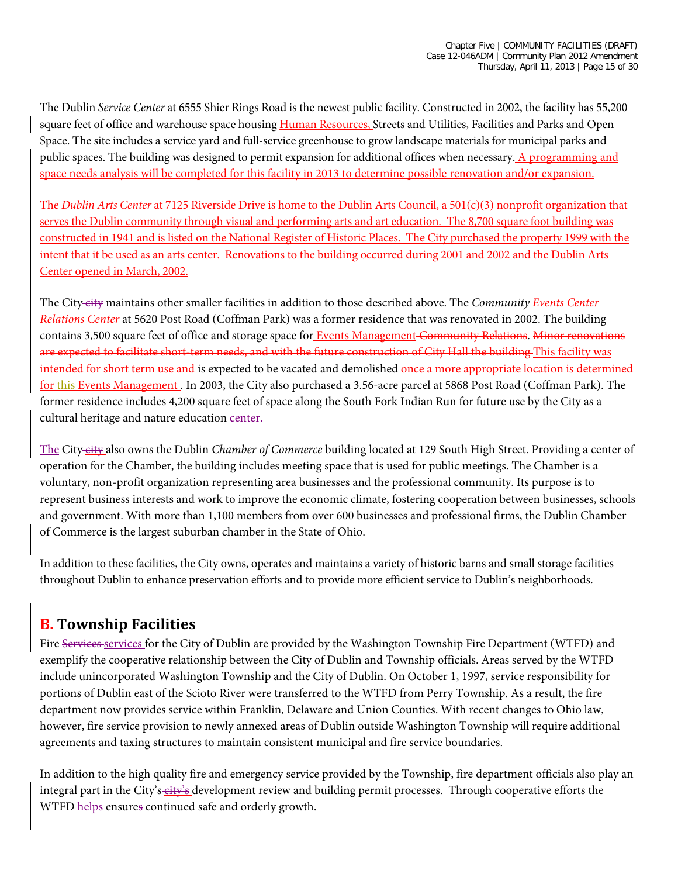The Dublin *Service Center* at 6555 Shier Rings Road is the newest public facility. Constructed in 2002, the facility has 55,200 square feet of office and warehouse space housing Human Resources, Streets and Utilities, Facilities and Parks and Open Space. The site includes a service yard and full-service greenhouse to grow landscape materials for municipal parks and public spaces. The building was designed to permit expansion for additional offices when necessary. A programming and space needs analysis will be completed for this facility in 2013 to determine possible renovation and/or expansion.

The *Dublin Arts Center* at 7125 Riverside Drive is home to the Dublin Arts Council, a 501(c)(3) nonprofit organization that serves the Dublin community through visual and performing arts and art education. The 8,700 square foot building was constructed in 1941 and is listed on the National Register of Historic Places. The City purchased the property 1999 with the intent that it be used as an arts center. Renovations to the building occurred during 2001 and 2002 and the Dublin Arts Center opened in March, 2002.

The City ~~city~~ maintains other smaller facilities in addition to those described above. The *Community Events Center ~~Relations Center~~* at 5620 Post Road (Coffman Park) was a former residence that was renovated in 2002. The building contains 3,500 square feet of office and storage space for Events Management ~~Community Relations~~. ~~Minor renovations are expected to facilitate short-term needs, and with the future construction of City Hall the building~~ This facility was intended for short term use and is expected to be vacated and demolished once a more appropriate location is determined for ~~this~~ Events Management . In 2003, the City also purchased a 3.56-acre parcel at 5868 Post Road (Coffman Park). The former residence includes 4,200 square feet of space along the South Fork Indian Run for future use by the City as a cultural heritage and nature education ~~center.~~

The City ~~city~~ also owns the Dublin *Chamber of Commerce* building located at 129 South High Street. Providing a center of operation for the Chamber, the building includes meeting space that is used for public meetings. The Chamber is a voluntary, non-profit organization representing area businesses and the professional community. Its purpose is to represent business interests and work to improve the economic climate, fostering cooperation between businesses, schools and government. With more than 1,100 members from over 600 businesses and professional firms, the Dublin Chamber of Commerce is the largest suburban chamber in the State of Ohio.

In addition to these facilities, the City owns, operates and maintains a variety of historic barns and small storage facilities throughout Dublin to enhance preservation efforts and to provide more efficient service to Dublin's neighborhoods.

## ~~B.~~ Township Facilities

Fire ~~Services~~ services for the City of Dublin are provided by the Washington Township Fire Department (WTFD) and exemplify the cooperative relationship between the City of Dublin and Township officials. Areas served by the WTFD include unincorporated Washington Township and the City of Dublin. On October 1, 1997, service responsibility for portions of Dublin east of the Scioto River were transferred to the WTFD from Perry Township. As a result, the fire department now provides service within Franklin, Delaware and Union Counties. With recent changes to Ohio law, however, fire service provision to newly annexed areas of Dublin outside Washington Township will require additional agreements and taxing structures to maintain consistent municipal and fire service boundaries.

In addition to the high quality fire and emergency service provided by the Township, fire department officials also play an integral part in the City's ~~city's~~ development review and building permit processes. Through cooperative efforts the WTFD helps ensure~~s~~ continued safe and orderly growth.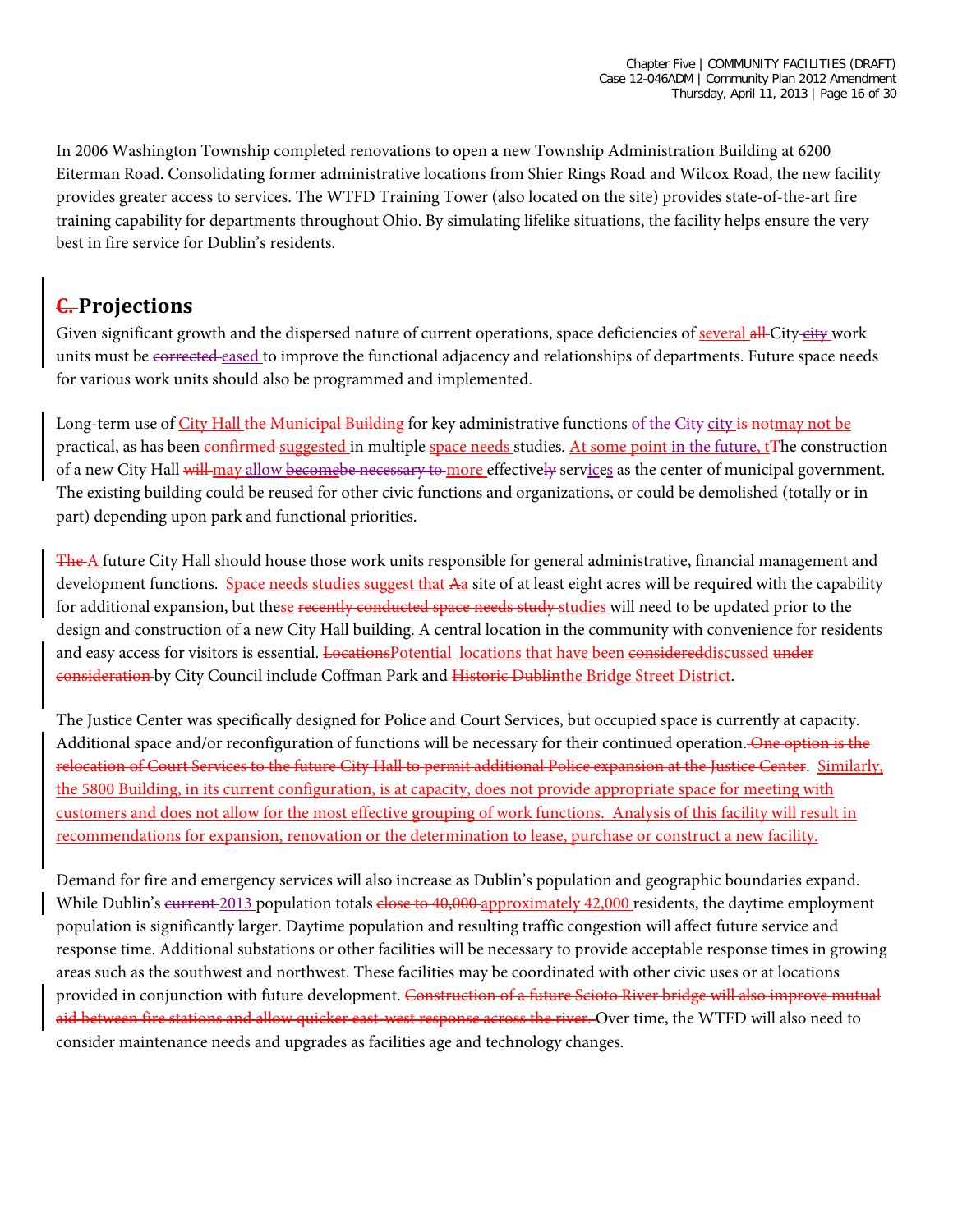In 2006 Washington Township completed renovations to open a new Township Administration Building at 6200 Eiterman Road. Consolidating former administrative locations from Shier Rings Road and Wilcox Road, the new facility provides greater access to services. The WTFD Training Tower (also located on the site) provides state-of-the-art fire training capability for departments throughout Ohio. By simulating lifelike situations, the facility helps ensure the very best in fire service for Dublin's residents.

## ~~C.~~ Projections

Given significant growth and the dispersed nature of current operations, space deficiencies of several ~~all~~ City ~~city~~ work units must be ~~corrected~~ eased to improve the functional adjacency and relationships of departments. Future space needs for various work units should also be programmed and implemented.

Long-term use of City Hall ~~the Municipal Building~~ for key administrative functions ~~of the City city is not~~may not be practical, as has been ~~confirmed~~ suggested in multiple space needs studies. At some point ~~in the future~~, ~~t~~The construction of a new City Hall ~~will~~ may allow ~~become~~~~be necessary to~~ more effective~~ly~~ services as the center of municipal government. The existing building could be reused for other civic functions and organizations, or could be demolished (totally or in part) depending upon park and functional priorities.

~~The~~ A future City Hall should house those work units responsible for general administrative, financial management and development functions. Space needs studies suggest that ~~A~~a site of at least eight acres will be required with the capability for additional expansion, but these ~~recently conducted space needs study~~ studies will need to be updated prior to the design and construction of a new City Hall building. A central location in the community with convenience for residents and easy access for visitors is essential. ~~Locations~~Potential locations that have been ~~considered~~discussed ~~under consideration~~ by City Council include Coffman Park and ~~Historic Dublin~~the Bridge Street District.

The Justice Center was specifically designed for Police and Court Services, but occupied space is currently at capacity. Additional space and/or reconfiguration of functions will be necessary for their continued operation. ~~One option is the relocation of Court Services to the future City Hall to permit additional Police expansion at the Justice Center~~. Similarly, the 5800 Building, in its current configuration, is at capacity, does not provide appropriate space for meeting with customers and does not allow for the most effective grouping of work functions. Analysis of this facility will result in recommendations for expansion, renovation or the determination to lease, purchase or construct a new facility.

Demand for fire and emergency services will also increase as Dublin's population and geographic boundaries expand. While Dublin's ~~current~~ 2013 population totals ~~close to 40,000~~ approximately 42,000 residents, the daytime employment population is significantly larger. Daytime population and resulting traffic congestion will affect future service and response time. Additional substations or other facilities will be necessary to provide acceptable response times in growing areas such as the southwest and northwest. These facilities may be coordinated with other civic uses or at locations provided in conjunction with future development. ~~Construction of a future Scioto River bridge will also improve mutual aid between fire stations and allow quicker east-west response across the river.~~ Over time, the WTFD will also need to consider maintenance needs and upgrades as facilities age and technology changes.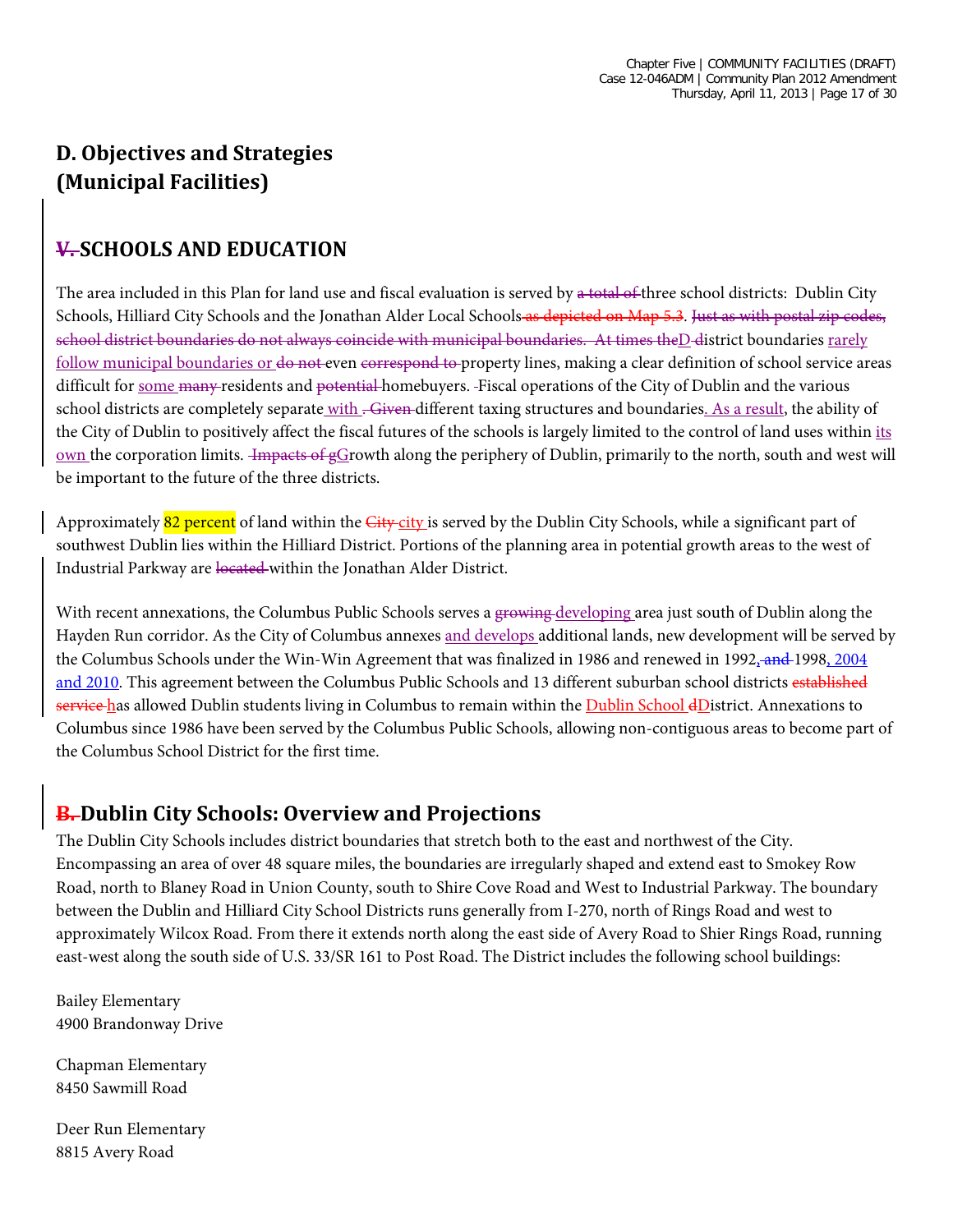## D. Objectives and Strategies (Municipal Facilities)

## ~~V.~~ SCHOOLS AND EDUCATION

The area included in this Plan for land use and fiscal evaluation is served by ~~a total of~~ three school districts: Dublin City Schools, Hilliard City Schools and the Jonathan Alder Local Schools ~~as depicted on Map 5.3~~. ~~Just as with postal zip codes, school district boundaries do not always coincide with municipal boundaries. At times the~~D ~~d~~istrict boundaries rarely follow municipal boundaries or ~~do not~~ even ~~correspond to~~ property lines, making a clear definition of school service areas difficult for some ~~many~~ residents and ~~potential~~ homebuyers. ~~-~~Fiscal operations of the City of Dublin and the various school districts are completely separate with ~~. Given~~ different taxing structures and boundaries. As a result, the ability of the City of Dublin to positively affect the fiscal futures of the schools is largely limited to the control of land uses within its own the corporation limits. ~~Impacts of g~~Growth along the periphery of Dublin, primarily to the north, south and west will be important to the future of the three districts.

Approximately 82 percent of land within the ~~City~~ city is served by the Dublin City Schools, while a significant part of southwest Dublin lies within the Hilliard District. Portions of the planning area in potential growth areas to the west of Industrial Parkway are ~~located~~ within the Jonathan Alder District.

With recent annexations, the Columbus Public Schools serves a ~~growing~~ developing area just south of Dublin along the Hayden Run corridor. As the City of Columbus annexes and develops additional lands, new development will be served by the Columbus Schools under the Win-Win Agreement that was finalized in 1986 and renewed in 1992~~, and~~ 1998, 2004 and 2010. This agreement between the Columbus Public Schools and 13 different suburban school districts ~~established service~~ has allowed Dublin students living in Columbus to remain within the Dublin School ~~d~~District. Annexations to Columbus since 1986 have been served by the Columbus Public Schools, allowing non-contiguous areas to become part of the Columbus School District for the first time.

## ~~B.~~ Dublin City Schools: Overview and Projections

The Dublin City Schools includes district boundaries that stretch both to the east and northwest of the City. Encompassing an area of over 48 square miles, the boundaries are irregularly shaped and extend east to Smokey Row Road, north to Blaney Road in Union County, south to Shire Cove Road and West to Industrial Parkway. The boundary between the Dublin and Hilliard City School Districts runs generally from I-270, north of Rings Road and west to approximately Wilcox Road. From there it extends north along the east side of Avery Road to Shier Rings Road, running east-west along the south side of U.S. 33/SR 161 to Post Road. The District includes the following school buildings:

Bailey Elementary
4900 Brandonway Drive

Chapman Elementary
8450 Sawmill Road

Deer Run Elementary
8815 Avery Road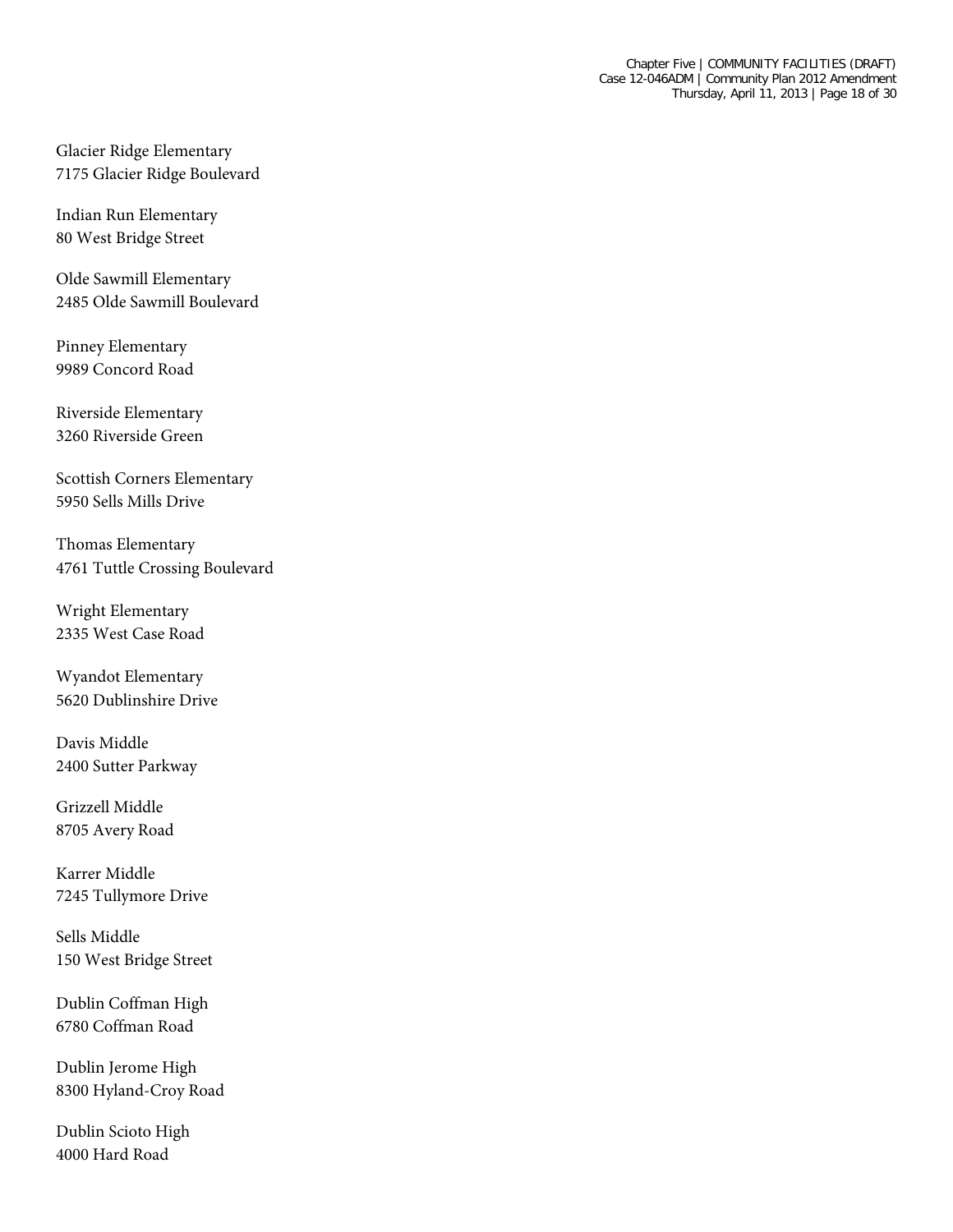Glacier Ridge Elementary
7175 Glacier Ridge Boulevard

Indian Run Elementary
80 West Bridge Street

Olde Sawmill Elementary
2485 Olde Sawmill Boulevard

Pinney Elementary
9989 Concord Road

Riverside Elementary
3260 Riverside Green

Scottish Corners Elementary
5950 Sells Mills Drive

Thomas Elementary
4761 Tuttle Crossing Boulevard

Wright Elementary
2335 West Case Road

Wyandot Elementary
5620 Dublinshire Drive

Davis Middle
2400 Sutter Parkway

Grizzell Middle
8705 Avery Road

Karrer Middle
7245 Tullymore Drive

Sells Middle
150 West Bridge Street

Dublin Coffman High
6780 Coffman Road

Dublin Jerome High
8300 Hyland-Croy Road

Dublin Scioto High
4000 Hard Road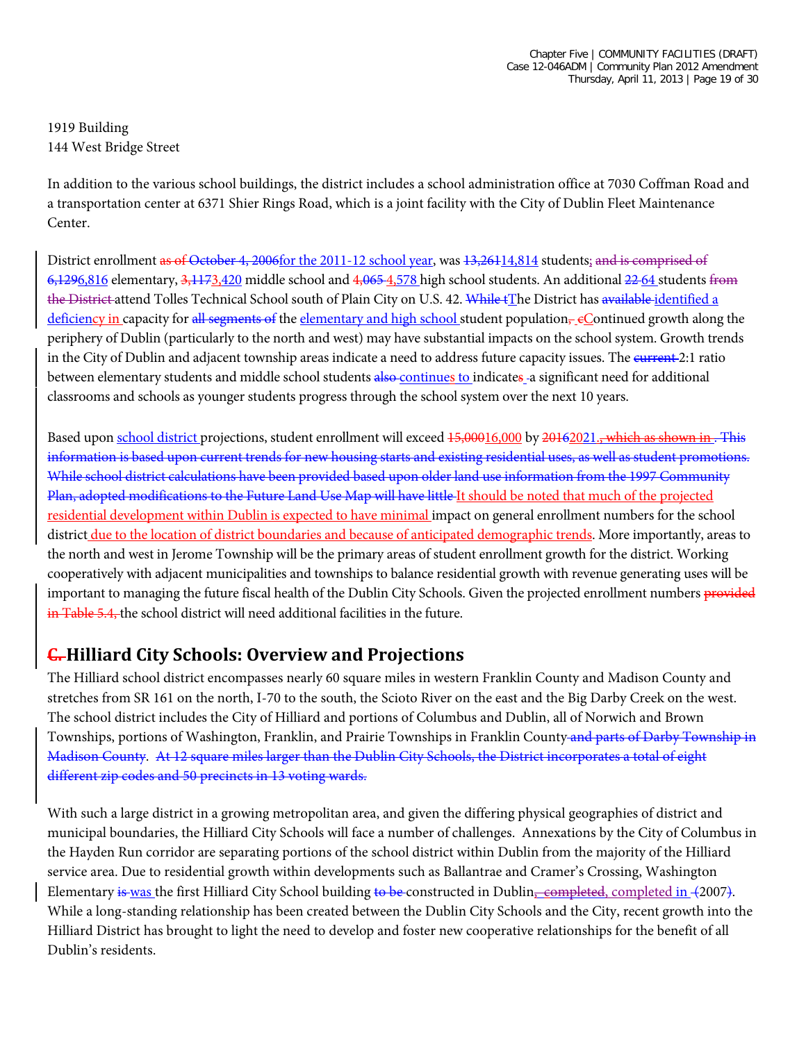1919 Building
144 West Bridge Street

In addition to the various school buildings, the district includes a school administration office at 7030 Coffman Road and a transportation center at 6371 Shier Rings Road, which is a joint facility with the City of Dublin Fleet Maintenance Center.

District enrollment ~~as of October 4, 2006~~for the 2011-12 school year, was ~~13,261~~14,814 students~~;~~ ~~and is comprised of~~ ~~6,129~~6,816 elementary, ~~3,117~~3,420 middle school and ~~4,065~~ 4,578 high school students. An additional ~~22~~ 64 students ~~from the District~~ attend Tolles Technical School south of Plain City on U.S. 42. ~~While t~~The District has ~~available~~ identified a deficiency in capacity for ~~all segments of~~ the elementary and high school student population~~, c~~Continued growth along the periphery of Dublin (particularly to the north and west) may have substantial impacts on the school system. Growth trends in the City of Dublin and adjacent township areas indicate a need to address future capacity issues. The ~~current~~ 2:1 ratio between elementary students and middle school students ~~also~~ continues to indicate~~s~~ a significant need for additional classrooms and schools as younger students progress through the school system over the next 10 years.

Based upon school district projections, student enrollment will exceed ~~15,000~~16,000 by ~~2016~~2021.~~, which as shown in . This information is based upon current trends for new housing starts and existing residential uses, as well as student promotions. While school district calculations have been provided based upon older land use information from the 1997 Community Plan, adopted modifications to the Future Land Use Map will have little~~ It should be noted that much of the projected residential development within Dublin is expected to have minimal impact on general enrollment numbers for the school district due to the location of district boundaries and because of anticipated demographic trends. More importantly, areas to the north and west in Jerome Township will be the primary areas of student enrollment growth for the district. Working cooperatively with adjacent municipalities and townships to balance residential growth with revenue generating uses will be important to managing the future fiscal health of the Dublin City Schools. Given the projected enrollment numbers ~~provided in Table 5.4,~~ the school district will need additional facilities in the future.

## ~~C.~~ Hilliard City Schools: Overview and Projections

The Hilliard school district encompasses nearly 60 square miles in western Franklin County and Madison County and stretches from SR 161 on the north, I-70 to the south, the Scioto River on the east and the Big Darby Creek on the west. The school district includes the City of Hilliard and portions of Columbus and Dublin, all of Norwich and Brown Townships, portions of Washington, Franklin, and Prairie Townships in Franklin County ~~and parts of Darby Township in Madison County~~. ~~At 12 square miles larger than the Dublin City Schools, the District incorporates a total of eight different zip codes and 50 precincts in 13 voting wards.~~

With such a large district in a growing metropolitan area, and given the differing physical geographies of district and municipal boundaries, the Hilliard City Schools will face a number of challenges. Annexations by the City of Columbus in the Hayden Run corridor are separating portions of the school district within Dublin from the majority of the Hilliard service area. Due to residential growth within developments such as Ballantrae and Cramer's Crossing, Washington Elementary ~~is~~ was the first Hilliard City School building ~~to be~~ constructed in Dublin~~, completed~~, completed in ~~(~~2007~~)~~. While a long-standing relationship has been created between the Dublin City Schools and the City, recent growth into the Hilliard District has brought to light the need to develop and foster new cooperative relationships for the benefit of all Dublin's residents.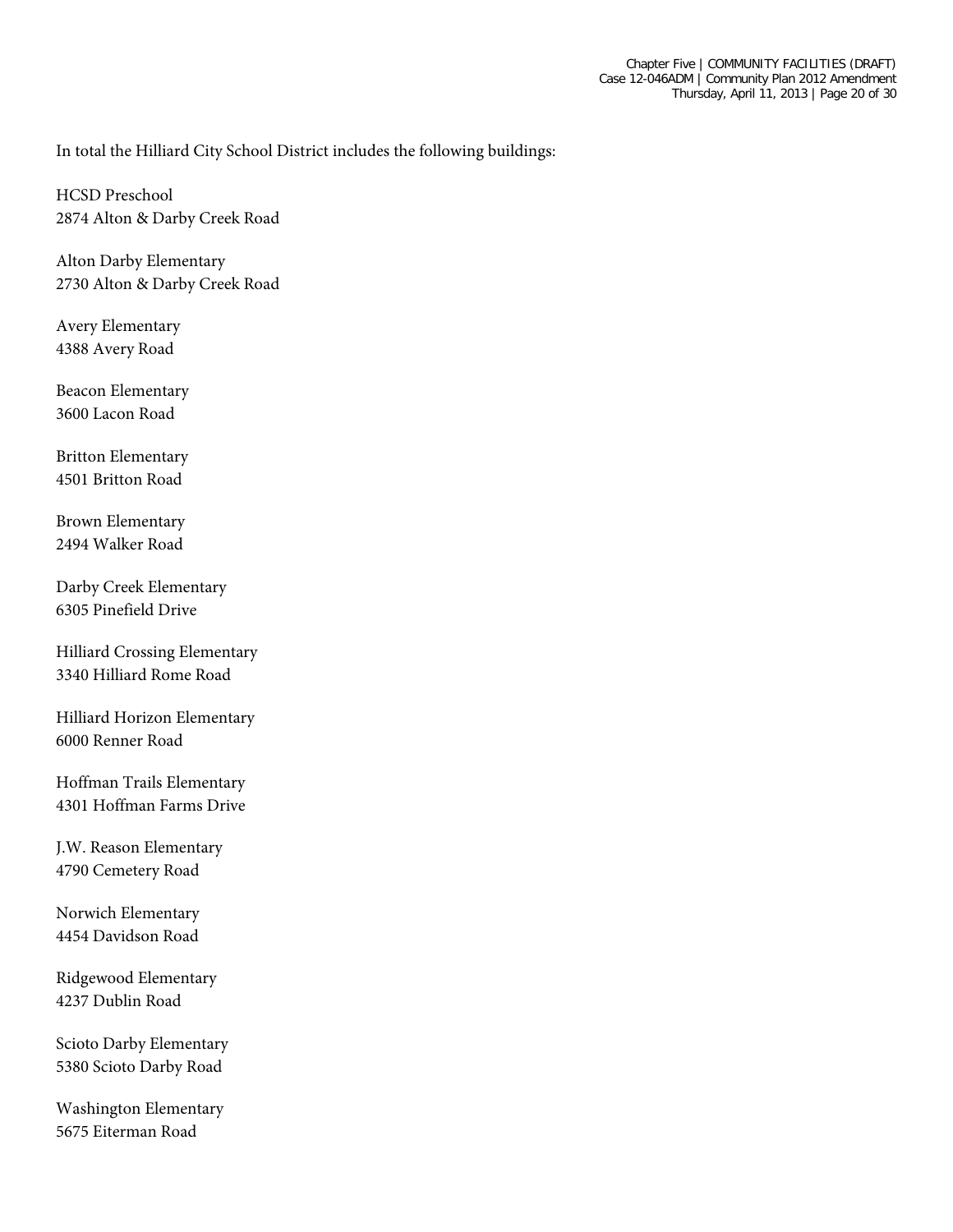In total the Hilliard City School District includes the following buildings:

HCSD Preschool
2874 Alton & Darby Creek Road

Alton Darby Elementary
2730 Alton & Darby Creek Road

Avery Elementary
4388 Avery Road

Beacon Elementary
3600 Lacon Road

Britton Elementary
4501 Britton Road

Brown Elementary
2494 Walker Road

Darby Creek Elementary
6305 Pinefield Drive

Hilliard Crossing Elementary
3340 Hilliard Rome Road

Hilliard Horizon Elementary
6000 Renner Road

Hoffman Trails Elementary
4301 Hoffman Farms Drive

J.W. Reason Elementary
4790 Cemetery Road

Norwich Elementary
4454 Davidson Road

Ridgewood Elementary
4237 Dublin Road

Scioto Darby Elementary
5380 Scioto Darby Road

Washington Elementary
5675 Eiterman Road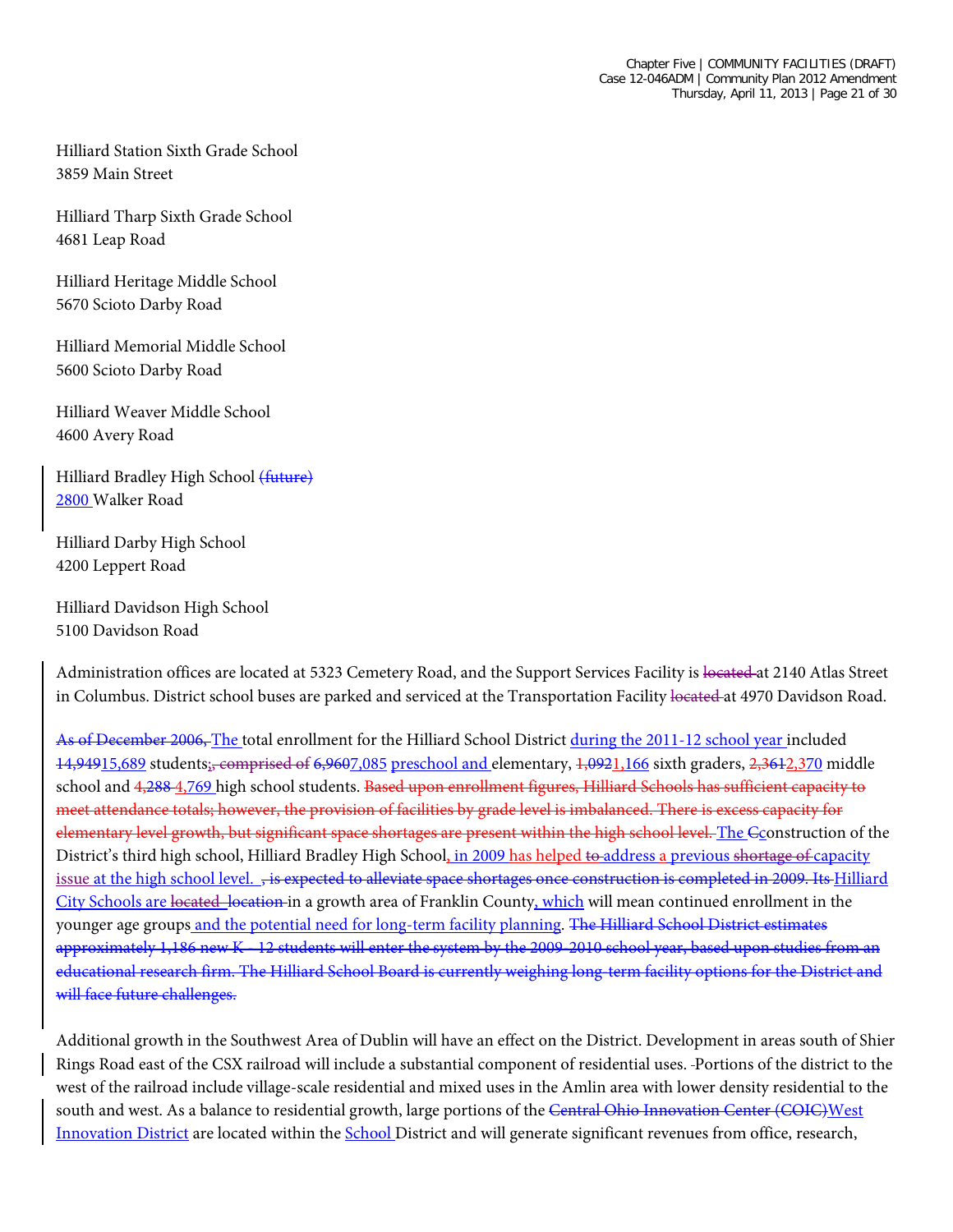Hilliard Station Sixth Grade School
3859 Main Street

Hilliard Tharp Sixth Grade School
4681 Leap Road

Hilliard Heritage Middle School
5670 Scioto Darby Road

Hilliard Memorial Middle School
5600 Scioto Darby Road

Hilliard Weaver Middle School
4600 Avery Road

Hilliard Bradley High School ~~(future)~~
2800 Walker Road

Hilliard Darby High School
4200 Leppert Road

Hilliard Davidson High School
5100 Davidson Road

Administration offices are located at 5323 Cemetery Road, and the Support Services Facility is ~~located~~ at 2140 Atlas Street in Columbus. District school buses are parked and serviced at the Transportation Facility ~~located~~ at 4970 Davidson Road.

~~As of December 2006,~~ The total enrollment for the Hilliard School District during the 2011-12 school year included ~~14,949~~15,689 students;~~, comprised of~~ ~~6,960~~7,085 preschool and elementary, ~~1,092~~1,166 sixth graders, ~~2,361~~2,370 middle school and ~~4,288~~ 4,769 high school students. ~~Based upon enrollment figures, Hilliard Schools has sufficient capacity to meet attendance totals; however, the provision of facilities by grade level is imbalanced. There is excess capacity for elementary level growth, but significant space shortages are present within the high school level.~~ The ~~C~~construction of the District's third high school, Hilliard Bradley High School, in 2009 has helped ~~to~~ address a previous ~~shortage of~~ capacity issue at the high school level. ~~, is expected to alleviate space shortages once construction is completed in 2009. Its~~ Hilliard City Schools are ~~located~~ ~~location~~ in a growth area of Franklin County, which will mean continued enrollment in the younger age groups and the potential need for long-term facility planning. ~~The Hilliard School District estimates approximately 1,186 new K - 12 students will enter the system by the 2009-2010 school year, based upon studies from an educational research firm. The Hilliard School Board is currently weighing long-term facility options for the District and will face future challenges.~~

Additional growth in the Southwest Area of Dublin will have an effect on the District. Development in areas south of Shier Rings Road east of the CSX railroad will include a substantial component of residential uses. Portions of the district to the west of the railroad include village-scale residential and mixed uses in the Amlin area with lower density residential to the south and west. As a balance to residential growth, large portions of the ~~Central Ohio Innovation Center (COIC)~~West Innovation District are located within the School District and will generate significant revenues from office, research,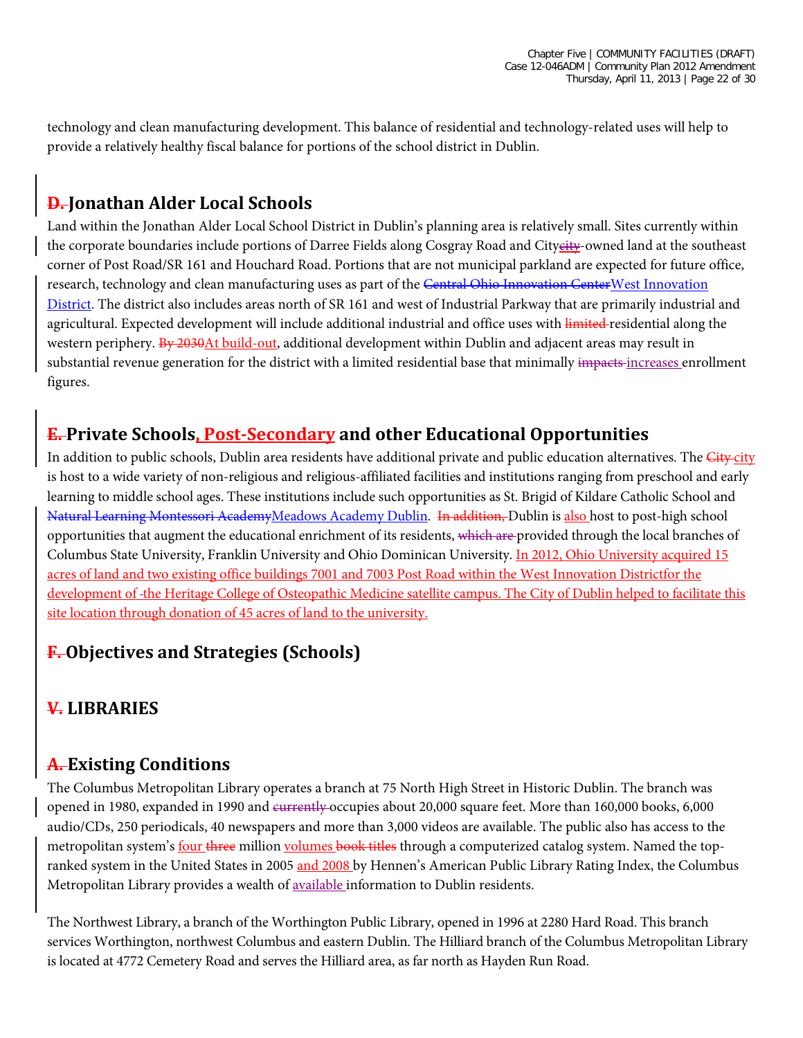technology and clean manufacturing development. This balance of residential and technology-related uses will help to provide a relatively healthy fiscal balance for portions of the school district in Dublin.

## ~~D.~~ Jonathan Alder Local Schools

Land within the Jonathan Alder Local School District in Dublin's planning area is relatively small. Sites currently within the corporate boundaries include portions of Darree Fields along Cosgray Road and City~~city~~-owned land at the southeast corner of Post Road/SR 161 and Houchard Road. Portions that are not municipal parkland are expected for future office, research, technology and clean manufacturing uses as part of the ~~Central Ohio Innovation Center~~West Innovation District. The district also includes areas north of SR 161 and west of Industrial Parkway that are primarily industrial and agricultural. Expected development will include additional industrial and office uses with ~~limited~~ residential along the western periphery. ~~By 2030~~At build-out, additional development within Dublin and adjacent areas may result in substantial revenue generation for the district with a limited residential base that minimally ~~impacts~~ increases enrollment figures.

## ~~E.~~ Private Schools, Post-Secondary and other Educational Opportunities

In addition to public schools, Dublin area residents have additional private and public education alternatives. The ~~City~~ city is host to a wide variety of non-religious and religious-affiliated facilities and institutions ranging from preschool and early learning to middle school ages. These institutions include such opportunities as St. Brigid of Kildare Catholic School and ~~Natural Learning Montessori Academy~~Meadows Academy Dublin. ~~In addition,~~ Dublin is also host to post-high school opportunities that augment the educational enrichment of its residents, ~~which are~~ provided through the local branches of Columbus State University, Franklin University and Ohio Dominican University. In 2012, Ohio University acquired 15 acres of land and two existing office buildings 7001 and 7003 Post Road within the West Innovation Districtfor the development of the Heritage College of Osteopathic Medicine satellite campus. The City of Dublin helped to facilitate this site location through donation of 45 acres of land to the university.

## ~~F.~~ Objectives and Strategies (Schools)

## ~~V.~~ LIBRARIES

## ~~A.~~ Existing Conditions

The Columbus Metropolitan Library operates a branch at 75 North High Street in Historic Dublin. The branch was opened in 1980, expanded in 1990 and ~~currently~~ occupies about 20,000 square feet. More than 160,000 books, 6,000 audio/CDs, 250 periodicals, 40 newspapers and more than 3,000 videos are available. The public also has access to the metropolitan system's four ~~three~~ million volumes ~~book titles~~ through a computerized catalog system. Named the top-ranked system in the United States in 2005 and 2008 by Hennen's American Public Library Rating Index, the Columbus Metropolitan Library provides a wealth of available information to Dublin residents.

The Northwest Library, a branch of the Worthington Public Library, opened in 1996 at 2280 Hard Road. This branch services Worthington, northwest Columbus and eastern Dublin. The Hilliard branch of the Columbus Metropolitan Library is located at 4772 Cemetery Road and serves the Hilliard area, as far north as Hayden Run Road.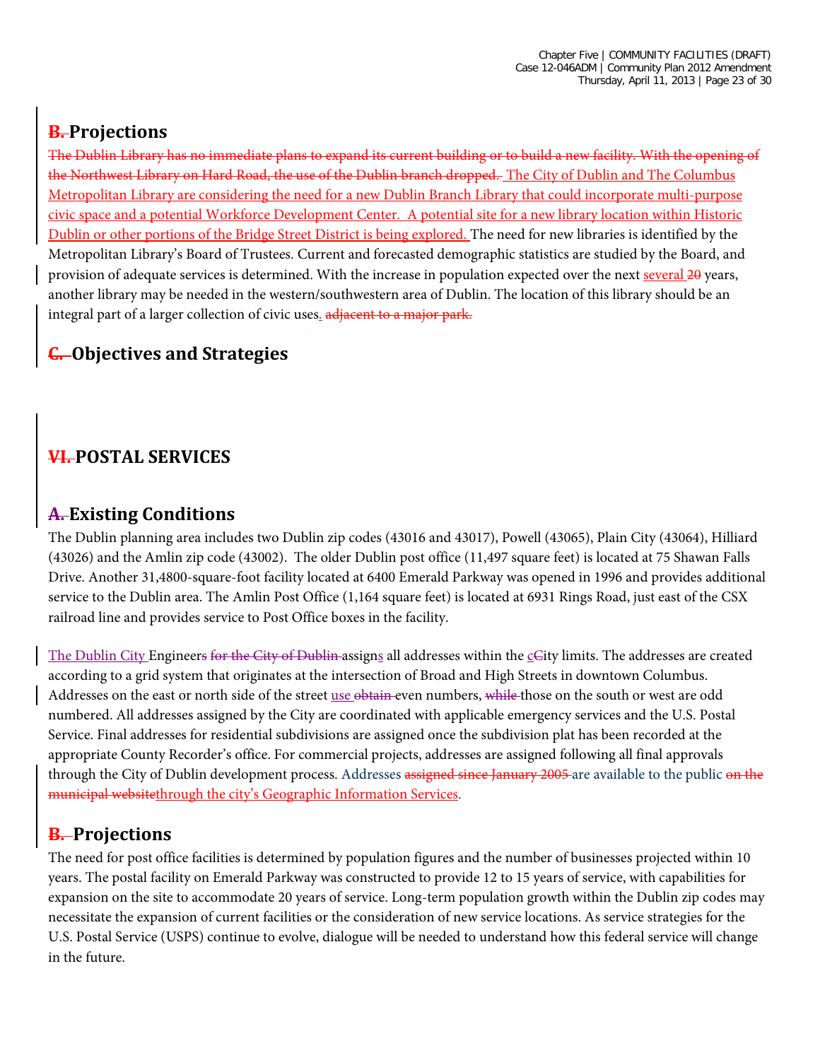## B. Projections

The Dublin Library has no immediate plans to expand its current building or to build a new facility. With the opening of the Northwest Library on Hard Road, the use of the Dublin branch dropped. The City of Dublin and The Columbus Metropolitan Library are considering the need for a new Dublin Branch Library that could incorporate multi-purpose civic space and a potential Workforce Development Center. A potential site for a new library location within Historic Dublin or other portions of the Bridge Street District is being explored. The need for new libraries is identified by the Metropolitan Library's Board of Trustees. Current and forecasted demographic statistics are studied by the Board, and provision of adequate services is determined. With the increase in population expected over the next several 20 years, another library may be needed in the western/southwestern area of Dublin. The location of this library should be an integral part of a larger collection of civic uses. adjacent to a major park.

## C. Objectives and Strategies

# VI. POSTAL SERVICES

## A. Existing Conditions

The Dublin planning area includes two Dublin zip codes (43016 and 43017), Powell (43065), Plain City (43064), Hilliard (43026) and the Amlin zip code (43002). The older Dublin post office (11,497 square feet) is located at 75 Shawan Falls Drive. Another 31,4800-square-foot facility located at 6400 Emerald Parkway was opened in 1996 and provides additional service to the Dublin area. The Amlin Post Office (1,164 square feet) is located at 6931 Rings Road, just east of the CSX railroad line and provides service to Post Office boxes in the facility.

The Dublin City Engineers for the City of Dublin assigns all addresses within the cCity limits. The addresses are created according to a grid system that originates at the intersection of Broad and High Streets in downtown Columbus. Addresses on the east or north side of the street use obtain even numbers, while those on the south or west are odd numbered. All addresses assigned by the City are coordinated with applicable emergency services and the U.S. Postal Service. Final addresses for residential subdivisions are assigned once the subdivision plat has been recorded at the appropriate County Recorder's office. For commercial projects, addresses are assigned following all final approvals through the City of Dublin development process. Addresses assigned since January 2005 are available to the public on the municipal websitethrough the city's Geographic Information Services.

## B. Projections

The need for post office facilities is determined by population figures and the number of businesses projected within 10 years. The postal facility on Emerald Parkway was constructed to provide 12 to 15 years of service, with capabilities for expansion on the site to accommodate 20 years of service. Long-term population growth within the Dublin zip codes may necessitate the expansion of current facilities or the consideration of new service locations. As service strategies for the U.S. Postal Service (USPS) continue to evolve, dialogue will be needed to understand how this federal service will change in the future.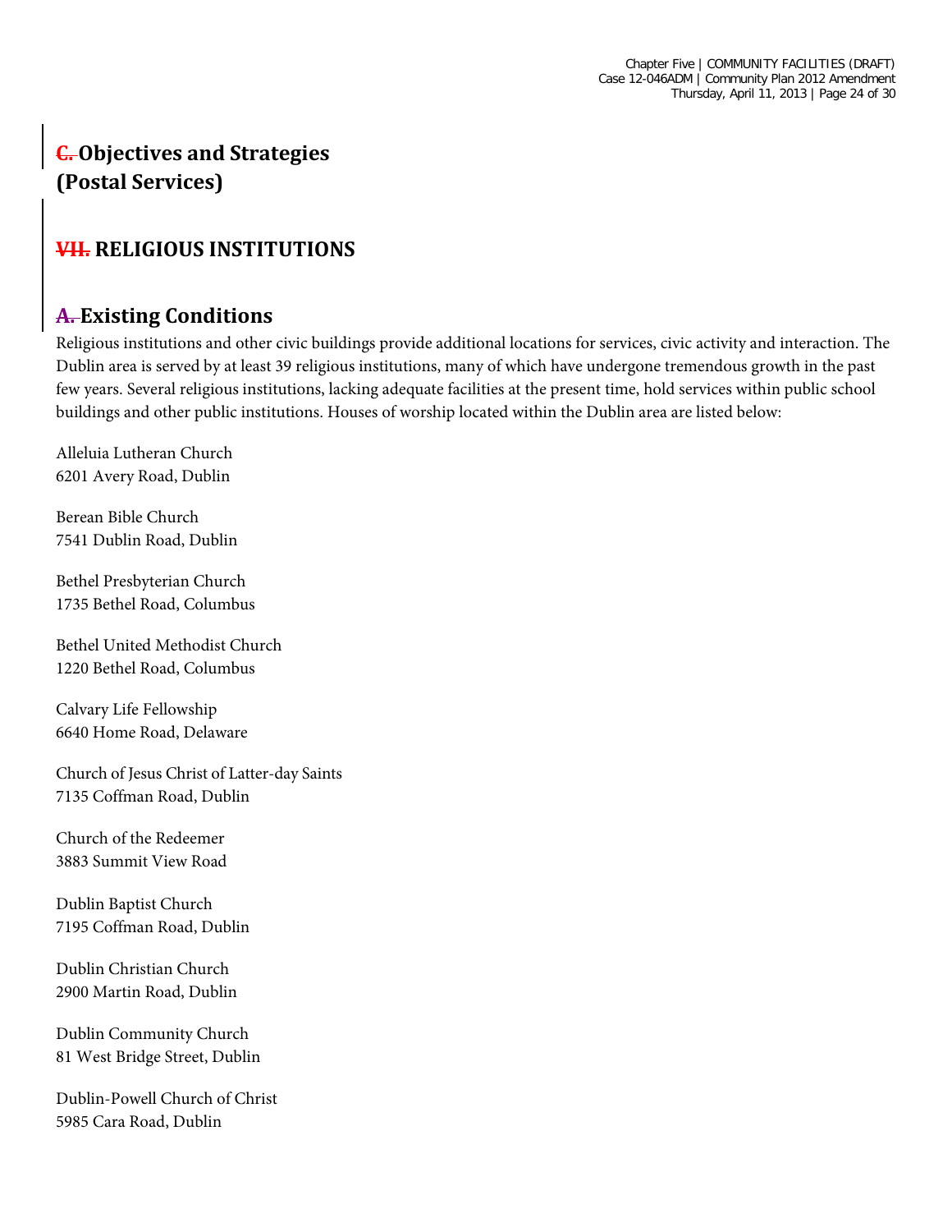## C. Objectives and Strategies (Postal Services)

# VII. RELIGIOUS INSTITUTIONS

## A. Existing Conditions

Religious institutions and other civic buildings provide additional locations for services, civic activity and interaction. The Dublin area is served by at least 39 religious institutions, many of which have undergone tremendous growth in the past few years. Several religious institutions, lacking adequate facilities at the present time, hold services within public school buildings and other public institutions. Houses of worship located within the Dublin area are listed below:

Alleluia Lutheran Church
6201 Avery Road, Dublin

Berean Bible Church
7541 Dublin Road, Dublin

Bethel Presbyterian Church
1735 Bethel Road, Columbus

Bethel United Methodist Church
1220 Bethel Road, Columbus

Calvary Life Fellowship
6640 Home Road, Delaware

Church of Jesus Christ of Latter-day Saints
7135 Coffman Road, Dublin

Church of the Redeemer
3883 Summit View Road

Dublin Baptist Church
7195 Coffman Road, Dublin

Dublin Christian Church
2900 Martin Road, Dublin

Dublin Community Church
81 West Bridge Street, Dublin

Dublin-Powell Church of Christ
5985 Cara Road, Dublin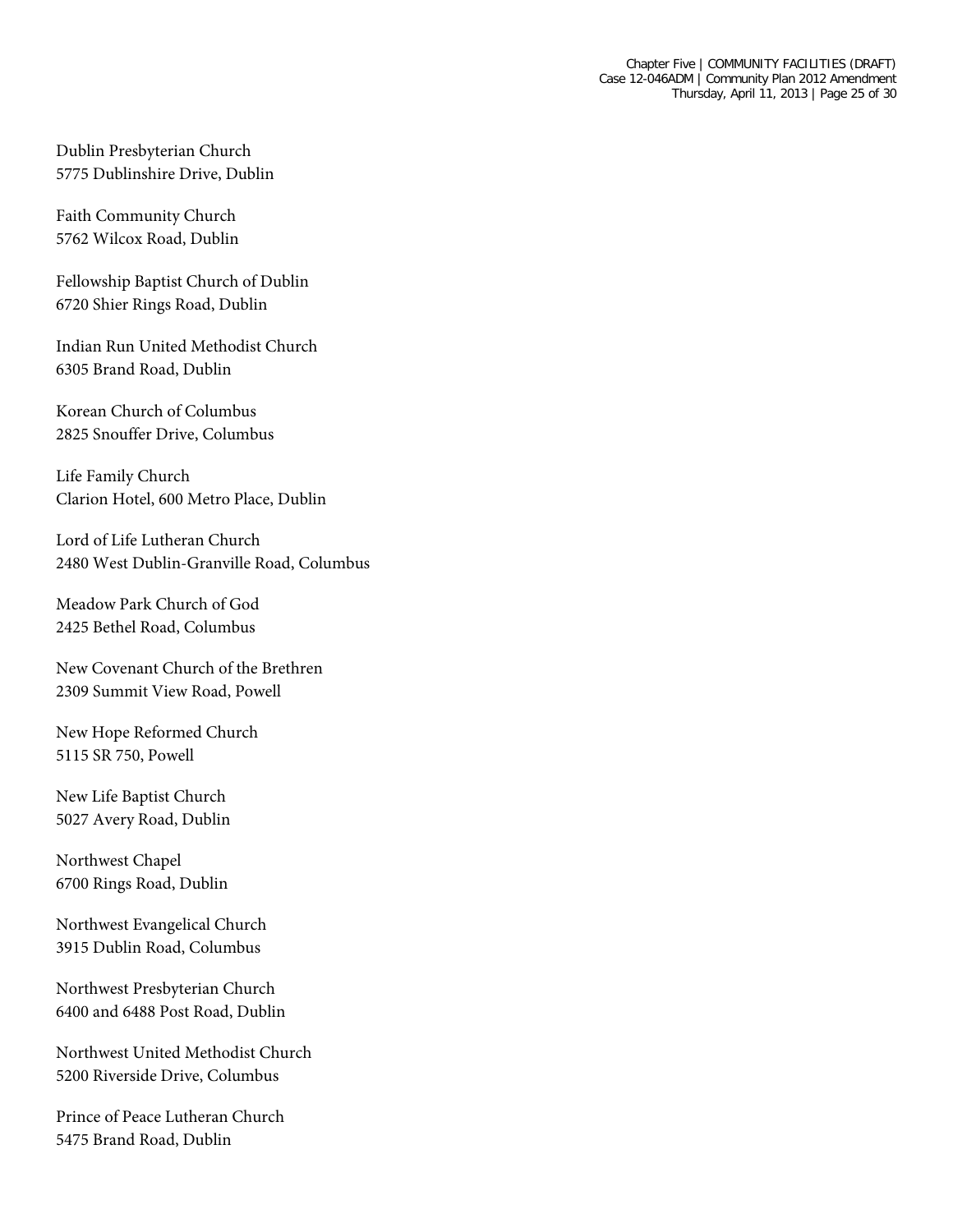Dublin Presbyterian Church
5775 Dublinshire Drive, Dublin

Faith Community Church
5762 Wilcox Road, Dublin

Fellowship Baptist Church of Dublin
6720 Shier Rings Road, Dublin

Indian Run United Methodist Church
6305 Brand Road, Dublin

Korean Church of Columbus
2825 Snouffer Drive, Columbus

Life Family Church
Clarion Hotel, 600 Metro Place, Dublin

Lord of Life Lutheran Church
2480 West Dublin-Granville Road, Columbus

Meadow Park Church of God
2425 Bethel Road, Columbus

New Covenant Church of the Brethren
2309 Summit View Road, Powell

New Hope Reformed Church
5115 SR 750, Powell

New Life Baptist Church
5027 Avery Road, Dublin

Northwest Chapel
6700 Rings Road, Dublin

Northwest Evangelical Church
3915 Dublin Road, Columbus

Northwest Presbyterian Church
6400 and 6488 Post Road, Dublin

Northwest United Methodist Church
5200 Riverside Drive, Columbus

Prince of Peace Lutheran Church
5475 Brand Road, Dublin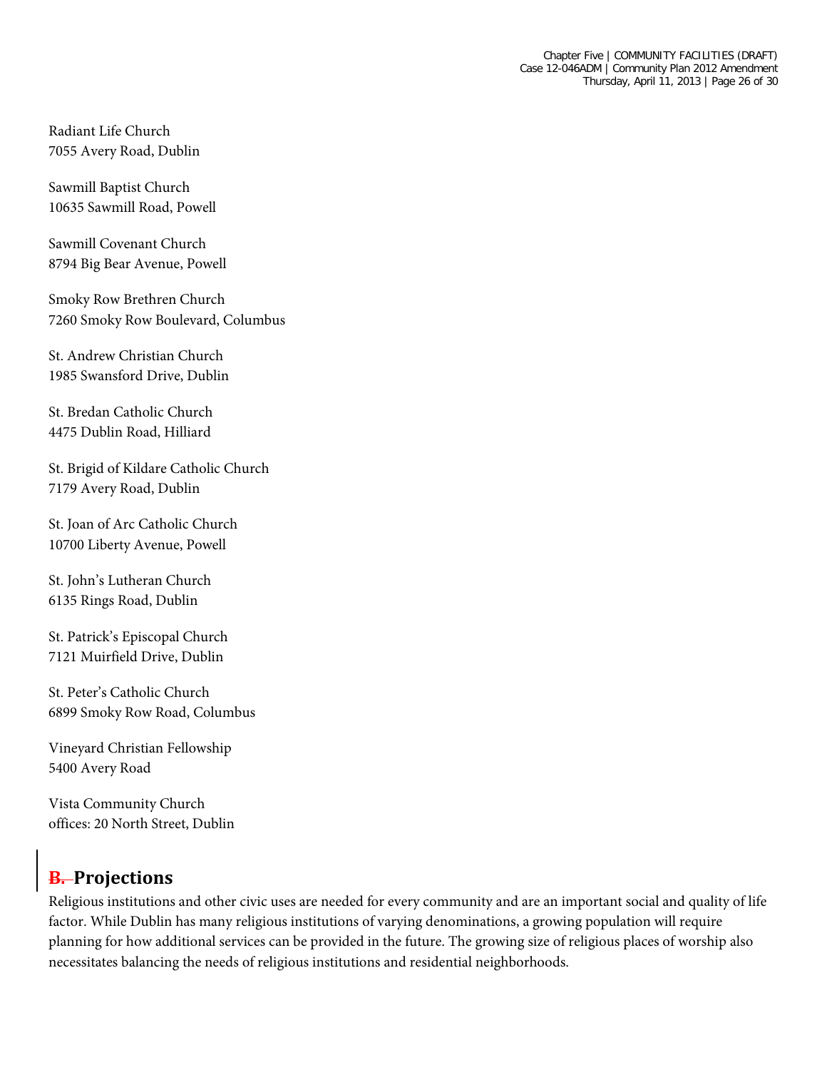Radiant Life Church
7055 Avery Road, Dublin

Sawmill Baptist Church
10635 Sawmill Road, Powell

Sawmill Covenant Church
8794 Big Bear Avenue, Powell

Smoky Row Brethren Church
7260 Smoky Row Boulevard, Columbus

St. Andrew Christian Church
1985 Swansford Drive, Dublin

St. Bredan Catholic Church
4475 Dublin Road, Hilliard

St. Brigid of Kildare Catholic Church
7179 Avery Road, Dublin

St. Joan of Arc Catholic Church
10700 Liberty Avenue, Powell

St. John's Lutheran Church
6135 Rings Road, Dublin

St. Patrick's Episcopal Church
7121 Muirfield Drive, Dublin

St. Peter's Catholic Church
6899 Smoky Row Road, Columbus

Vineyard Christian Fellowship
5400 Avery Road

Vista Community Church
offices: 20 North Street, Dublin

## ~~B.~~ Projections

Religious institutions and other civic uses are needed for every community and are an important social and quality of life factor. While Dublin has many religious institutions of varying denominations, a growing population will require planning for how additional services can be provided in the future. The growing size of religious places of worship also necessitates balancing the needs of religious institutions and residential neighborhoods.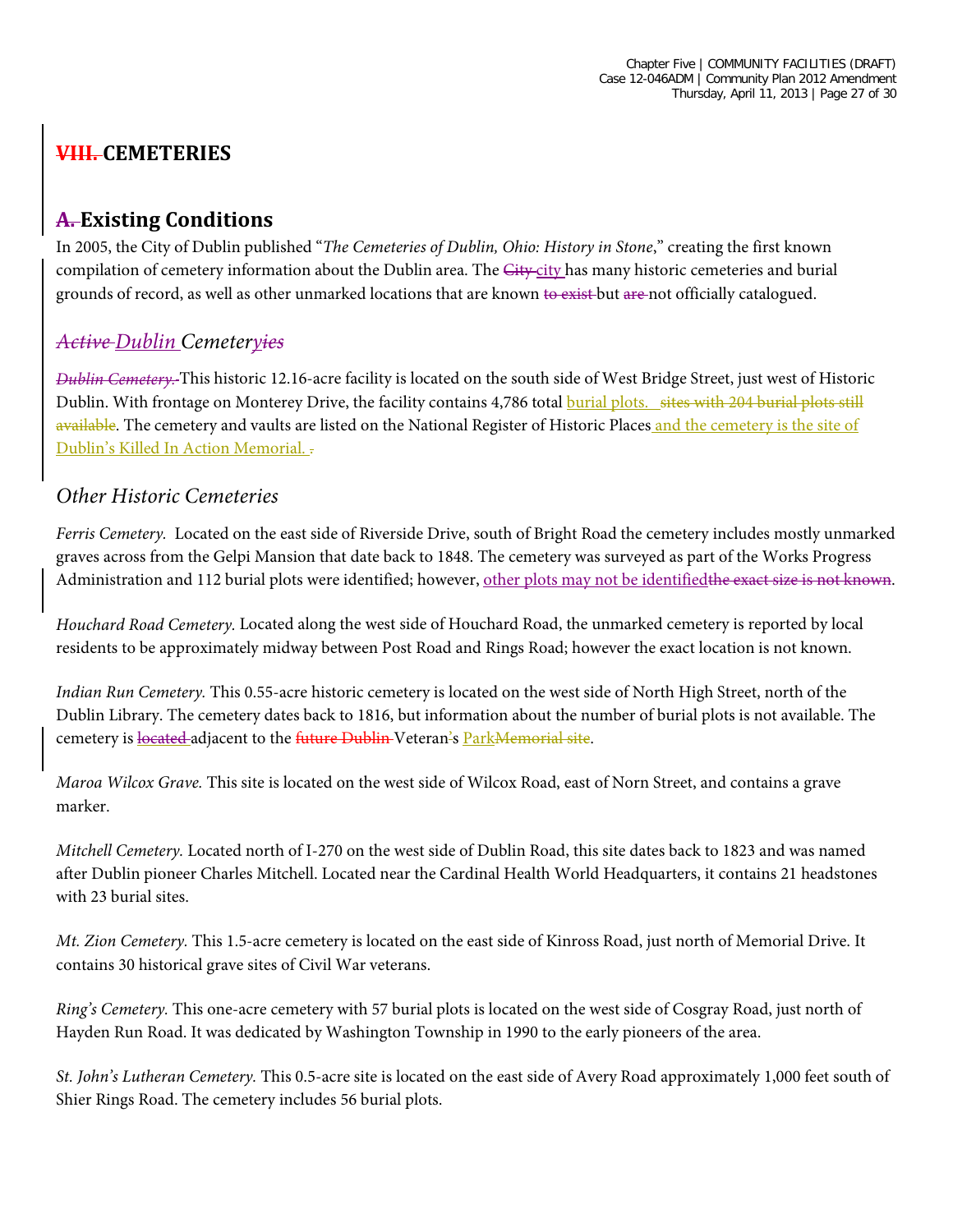## ~~VIII.~~ CEMETERIES

### ~~A.~~ Existing Conditions

In 2005, the City of Dublin published "*The Cemeteries of Dublin, Ohio: History in Stone*," creating the first known compilation of cemetery information about the Dublin area. The ~~City~~ city has many historic cemeteries and burial grounds of record, as well as other unmarked locations that are known ~~to exist~~ but ~~are~~ not officially catalogued.

#### *~~Active~~ Dublin Cemetery~~ies~~*

*~~Dublin Cemetery.~~* This historic 12.16-acre facility is located on the south side of West Bridge Street, just west of Historic Dublin. With frontage on Monterey Drive, the facility contains 4,786 total burial plots. ~~sites with 204 burial plots still available~~. The cemetery and vaults are listed on the National Register of Historic Places and the cemetery is the site of Dublin's Killed In Action Memorial. ~~.~~

#### *Other Historic Cemeteries*

*Ferris Cemetery.* Located on the east side of Riverside Drive, south of Bright Road the cemetery includes mostly unmarked graves across from the Gelpi Mansion that date back to 1848. The cemetery was surveyed as part of the Works Progress Administration and 112 burial plots were identified; however, other plots may not be identified~~the exact size is not known~~.

*Houchard Road Cemetery.* Located along the west side of Houchard Road, the unmarked cemetery is reported by local residents to be approximately midway between Post Road and Rings Road; however the exact location is not known.

*Indian Run Cemetery.* This 0.55-acre historic cemetery is located on the west side of North High Street, north of the Dublin Library. The cemetery dates back to 1816, but information about the number of burial plots is not available. The cemetery is ~~located~~ adjacent to the ~~future Dublin~~ Veteran~~'~~s Park~~Memorial site~~.

*Maroa Wilcox Grave.* This site is located on the west side of Wilcox Road, east of Norn Street, and contains a grave marker.

*Mitchell Cemetery.* Located north of I-270 on the west side of Dublin Road, this site dates back to 1823 and was named after Dublin pioneer Charles Mitchell. Located near the Cardinal Health World Headquarters, it contains 21 headstones with 23 burial sites.

*Mt. Zion Cemetery.* This 1.5-acre cemetery is located on the east side of Kinross Road, just north of Memorial Drive. It contains 30 historical grave sites of Civil War veterans.

*Ring's Cemetery.* This one-acre cemetery with 57 burial plots is located on the west side of Cosgray Road, just north of Hayden Run Road. It was dedicated by Washington Township in 1990 to the early pioneers of the area.

*St. John's Lutheran Cemetery.* This 0.5-acre site is located on the east side of Avery Road approximately 1,000 feet south of Shier Rings Road. The cemetery includes 56 burial plots.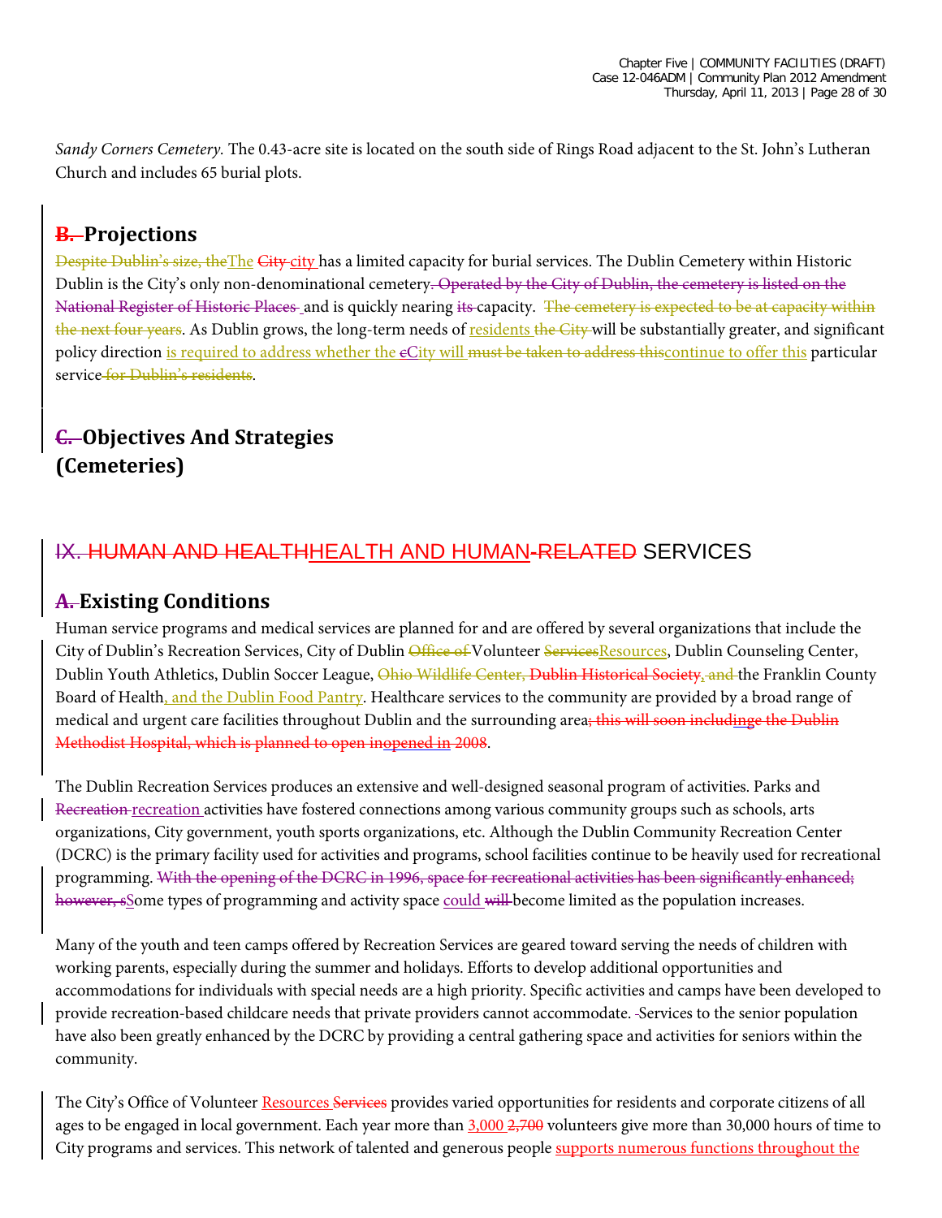*Sandy Corners Cemetery.* The 0.43-acre site is located on the south side of Rings Road adjacent to the St. John's Lutheran Church and includes 65 burial plots.

## ~~B.~~ Projections

~~Despite Dublin's size, the~~The ~~City~~ city has a limited capacity for burial services. The Dublin Cemetery within Historic Dublin is the City's only non-denominational cemetery~~. Operated by the City of Dublin, the cemetery is listed on the National Register of Historic Places~~ and is quickly nearing ~~its~~ capacity. ~~The cemetery is expected to be at capacity within the next four years~~. As Dublin grows, the long-term needs of residents ~~the City~~ will be substantially greater, and significant policy direction is required to address whether the ~~c~~City will ~~must be taken to address this~~continue to offer this particular service ~~for Dublin's residents~~.

## ~~C.~~ Objectives And Strategies (Cemeteries)

# ~~IX. HUMAN AND HEALTH~~HEALTH AND HUMAN~~-RELATED~~ SERVICES

## ~~A.~~ Existing Conditions

Human service programs and medical services are planned for and are offered by several organizations that include the City of Dublin's Recreation Services, City of Dublin ~~Office of~~ Volunteer ~~Services~~Resources, Dublin Counseling Center, Dublin Youth Athletics, Dublin Soccer League, ~~Ohio Wildlife Center, Dublin Historical Society, and~~ the Franklin County Board of Health, and the Dublin Food Pantry. Healthcare services to the community are provided by a broad range of medical and urgent care facilities throughout Dublin and the surrounding area~~; this will soon includinge the Dublin Methodist Hospital, which is planned to open inopened in 2008~~.

The Dublin Recreation Services produces an extensive and well-designed seasonal program of activities. Parks and ~~Recreation~~ recreation activities have fostered connections among various community groups such as schools, arts organizations, City government, youth sports organizations, etc. Although the Dublin Community Recreation Center (DCRC) is the primary facility used for activities and programs, school facilities continue to be heavily used for recreational programming. ~~With the opening of the DCRC in 1996, space for recreational activities has been significantly enhanced; however, s~~Some types of programming and activity space could ~~will~~ become limited as the population increases.

Many of the youth and teen camps offered by Recreation Services are geared toward serving the needs of children with working parents, especially during the summer and holidays. Efforts to develop additional opportunities and accommodations for individuals with special needs are a high priority. Specific activities and camps have been developed to provide recreation-based childcare needs that private providers cannot accommodate. Services to the senior population have also been greatly enhanced by the DCRC by providing a central gathering space and activities for seniors within the community.

The City's Office of Volunteer Resources ~~Services~~ provides varied opportunities for residents and corporate citizens of all ages to be engaged in local government. Each year more than 3,000 ~~2,700~~ volunteers give more than 30,000 hours of time to City programs and services. This network of talented and generous people supports numerous functions throughout the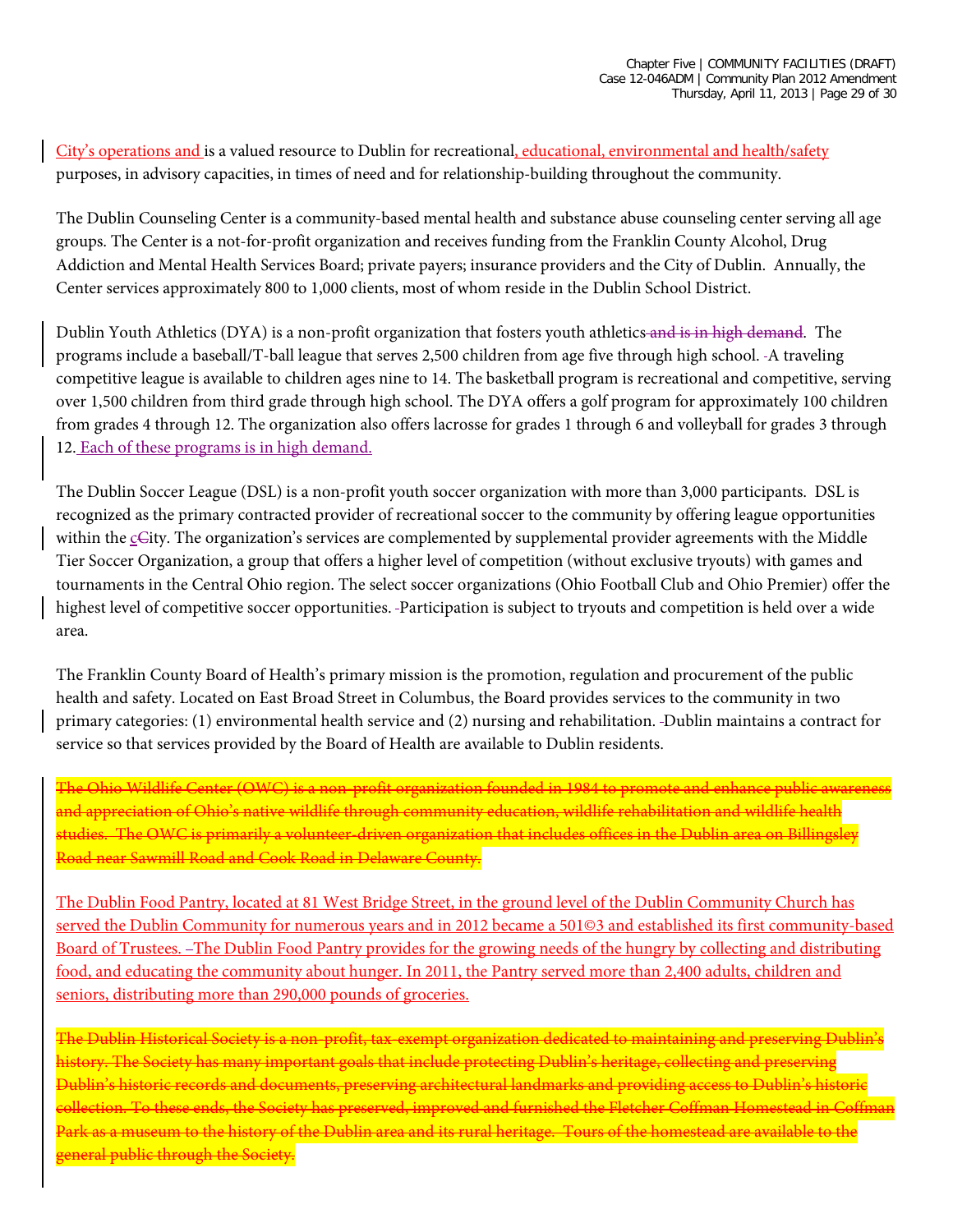City's operations and is a valued resource to Dublin for recreational, educational, environmental and health/safety purposes, in advisory capacities, in times of need and for relationship-building throughout the community.

The Dublin Counseling Center is a community-based mental health and substance abuse counseling center serving all age groups. The Center is a not-for-profit organization and receives funding from the Franklin County Alcohol, Drug Addiction and Mental Health Services Board; private payers; insurance providers and the City of Dublin. Annually, the Center services approximately 800 to 1,000 clients, most of whom reside in the Dublin School District.

Dublin Youth Athletics (DYA) is a non-profit organization that fosters youth athletics ~~and is in high demand~~. The programs include a baseball/T-ball league that serves 2,500 children from age five through high school. A traveling competitive league is available to children ages nine to 14. The basketball program is recreational and competitive, serving over 1,500 children from third grade through high school. The DYA offers a golf program for approximately 100 children from grades 4 through 12. The organization also offers lacrosse for grades 1 through 6 and volleyball for grades 3 through 12. Each of these programs is in high demand.

The Dublin Soccer League (DSL) is a non-profit youth soccer organization with more than 3,000 participants. DSL is recognized as the primary contracted provider of recreational soccer to the community by offering league opportunities within the c~~C~~ity. The organization's services are complemented by supplemental provider agreements with the Middle Tier Soccer Organization, a group that offers a higher level of competition (without exclusive tryouts) with games and tournaments in the Central Ohio region. The select soccer organizations (Ohio Football Club and Ohio Premier) offer the highest level of competitive soccer opportunities. Participation is subject to tryouts and competition is held over a wide area.

The Franklin County Board of Health's primary mission is the promotion, regulation and procurement of the public health and safety. Located on East Broad Street in Columbus, the Board provides services to the community in two primary categories: (1) environmental health service and (2) nursing and rehabilitation. Dublin maintains a contract for service so that services provided by the Board of Health are available to Dublin residents.

~~The Ohio Wildlife Center (OWC) is a non-profit organization founded in 1984 to promote and enhance public awareness and appreciation of Ohio's native wildlife through community education, wildlife rehabilitation and wildlife health studies. The OWC is primarily a volunteer-driven organization that includes offices in the Dublin area on Billingsley Road near Sawmill Road and Cook Road in Delaware County.~~

The Dublin Food Pantry, located at 81 West Bridge Street, in the ground level of the Dublin Community Church has served the Dublin Community for numerous years and in 2012 became a 501©3 and established its first community-based Board of Trustees. –The Dublin Food Pantry provides for the growing needs of the hungry by collecting and distributing food, and educating the community about hunger. In 2011, the Pantry served more than 2,400 adults, children and seniors, distributing more than 290,000 pounds of groceries.

~~The Dublin Historical Society is a non-profit, tax-exempt organization dedicated to maintaining and preserving Dublin's history. The Society has many important goals that include protecting Dublin's heritage, collecting and preserving Dublin's historic records and documents, preserving architectural landmarks and providing access to Dublin's historic collection. To these ends, the Society has preserved, improved and furnished the Fletcher Coffman Homestead in Coffman Park as a museum to the history of the Dublin area and its rural heritage. Tours of the homestead are available to the general public through the Society.~~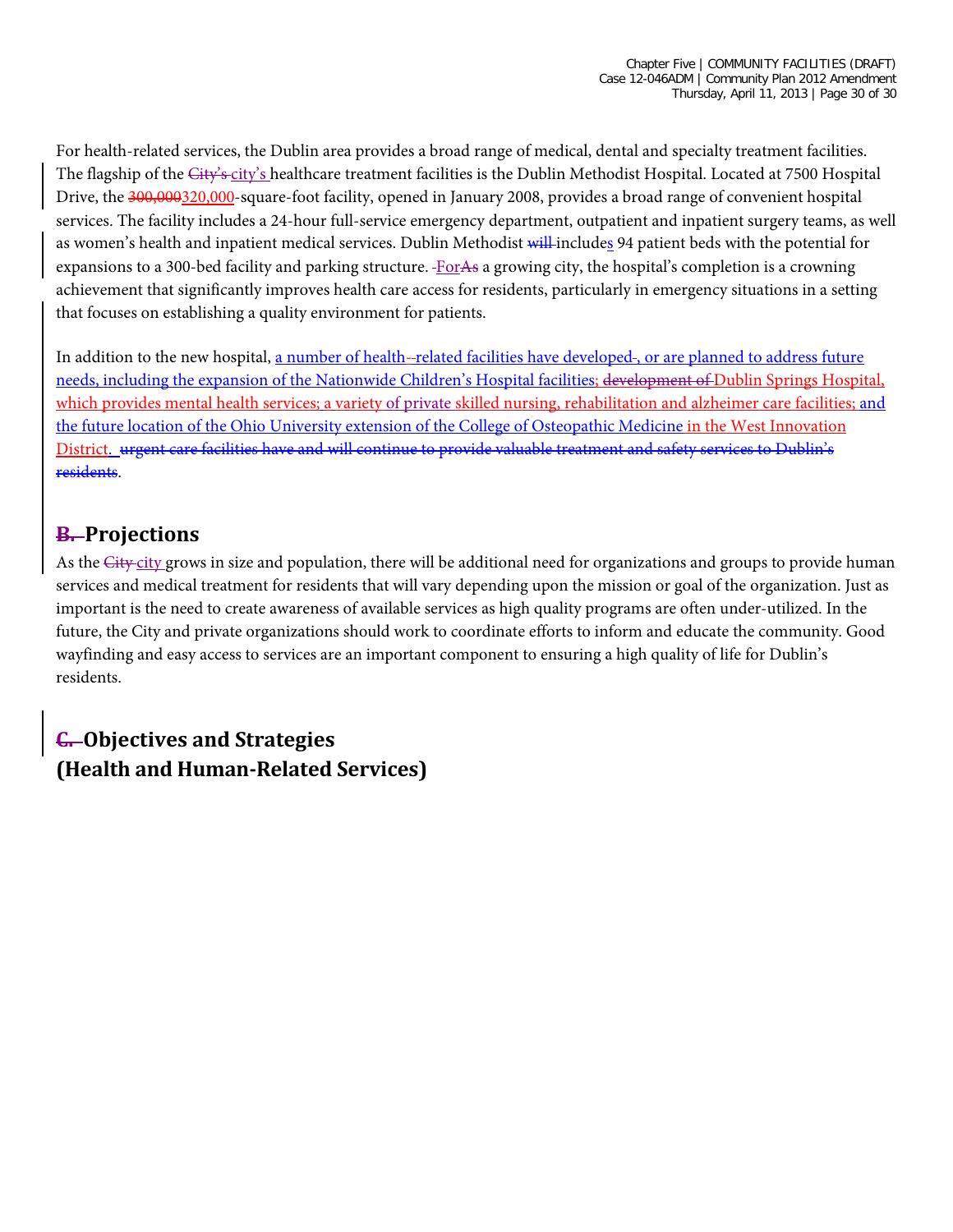For health-related services, the Dublin area provides a broad range of medical, dental and specialty treatment facilities. The flagship of the ~~City's~~ city's healthcare treatment facilities is the Dublin Methodist Hospital. Located at 7500 Hospital Drive, the ~~300,000~~320,000-square-foot facility, opened in January 2008, provides a broad range of convenient hospital services. The facility includes a 24-hour full-service emergency department, outpatient and inpatient surgery teams, as well as women's health and inpatient medical services. Dublin Methodist ~~will~~ includes 94 patient beds with the potential for expansions to a 300-bed facility and parking structure. For~~As~~ a growing city, the hospital's completion is a crowning achievement that significantly improves health care access for residents, particularly in emergency situations in a setting that focuses on establishing a quality environment for patients.

In addition to the new hospital, a number of health-related facilities have developed, or are planned to address future needs, including the expansion of the Nationwide Children's Hospital facilities; ~~development of~~ Dublin Springs Hospital, which provides mental health services; a variety of private skilled nursing, rehabilitation and alzheimer care facilities; and the future location of the Ohio University extension of the College of Osteopathic Medicine in the West Innovation District. ~~urgent care facilities have and will continue to provide valuable treatment and safety services to Dublin's residents~~.

## ~~B.~~ Projections

As the ~~City~~ city grows in size and population, there will be additional need for organizations and groups to provide human services and medical treatment for residents that will vary depending upon the mission or goal of the organization. Just as important is the need to create awareness of available services as high quality programs are often under-utilized. In the future, the City and private organizations should work to coordinate efforts to inform and educate the community. Good wayfinding and easy access to services are an important component to ensuring a high quality of life for Dublin's residents.

## ~~C.~~ Objectives and Strategies (Health and Human-Related Services)